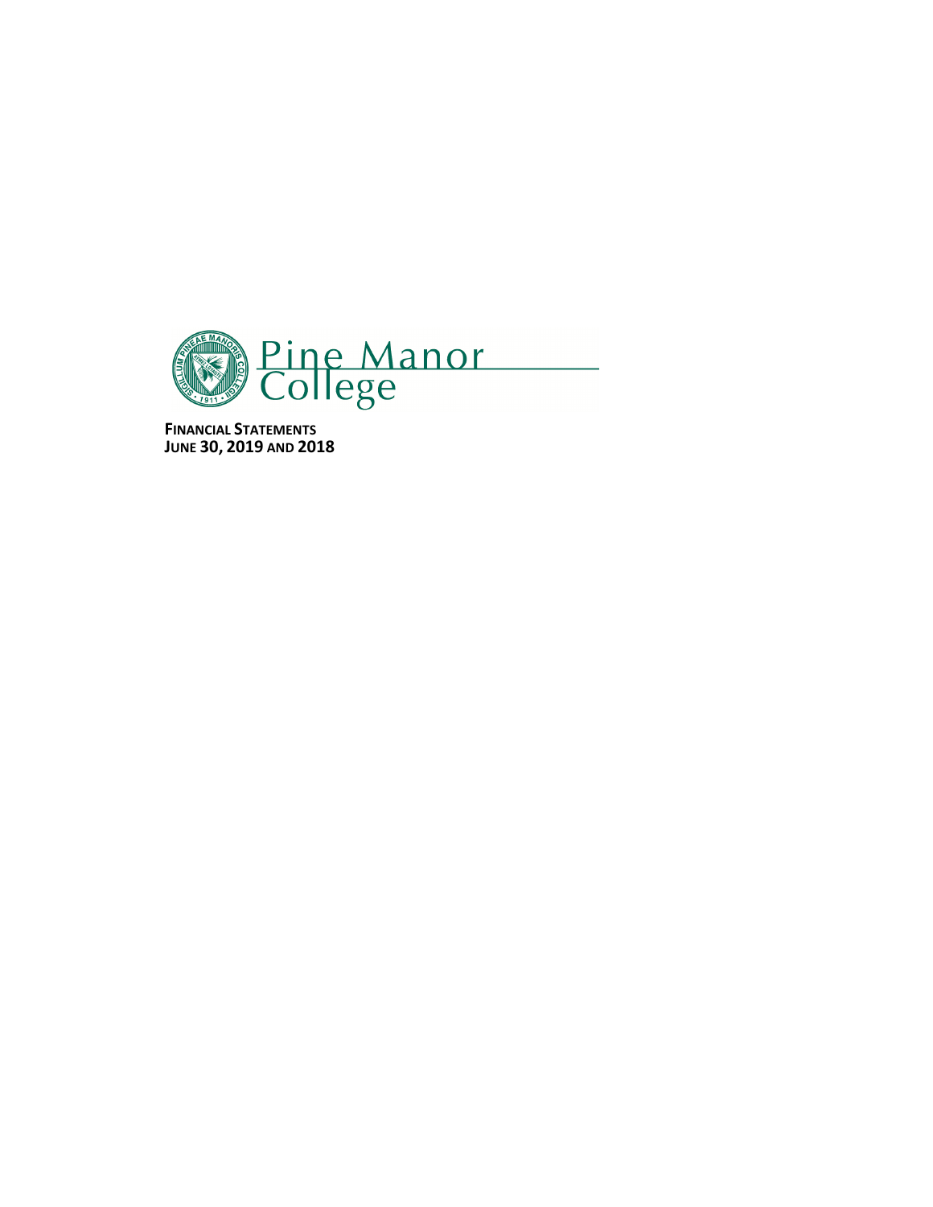Pine Manor College

**FINANCIAL STATEMENTS**
**JUNE 30, 2019 AND 2018**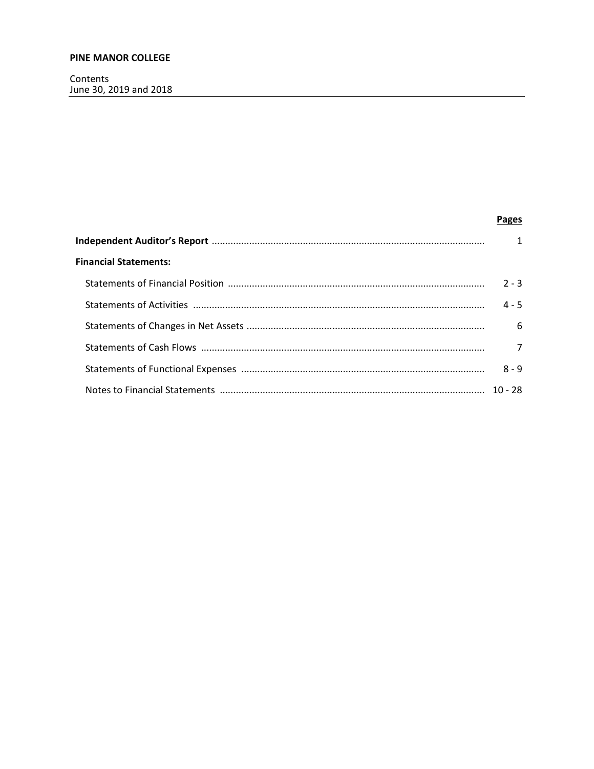**PINE MANOR COLLEGE**

Contents
June 30, 2019 and 2018

| | Pages |
|---|---|
| **Independent Auditor's Report** | 1 |
| **Financial Statements:** | |
| Statements of Financial Position | 2 - 3 |
| Statements of Activities | 4 - 5 |
| Statements of Changes in Net Assets | 6 |
| Statements of Cash Flows | 7 |
| Statements of Functional Expenses | 8 - 9 |
| Notes to Financial Statements | 10 - 28 |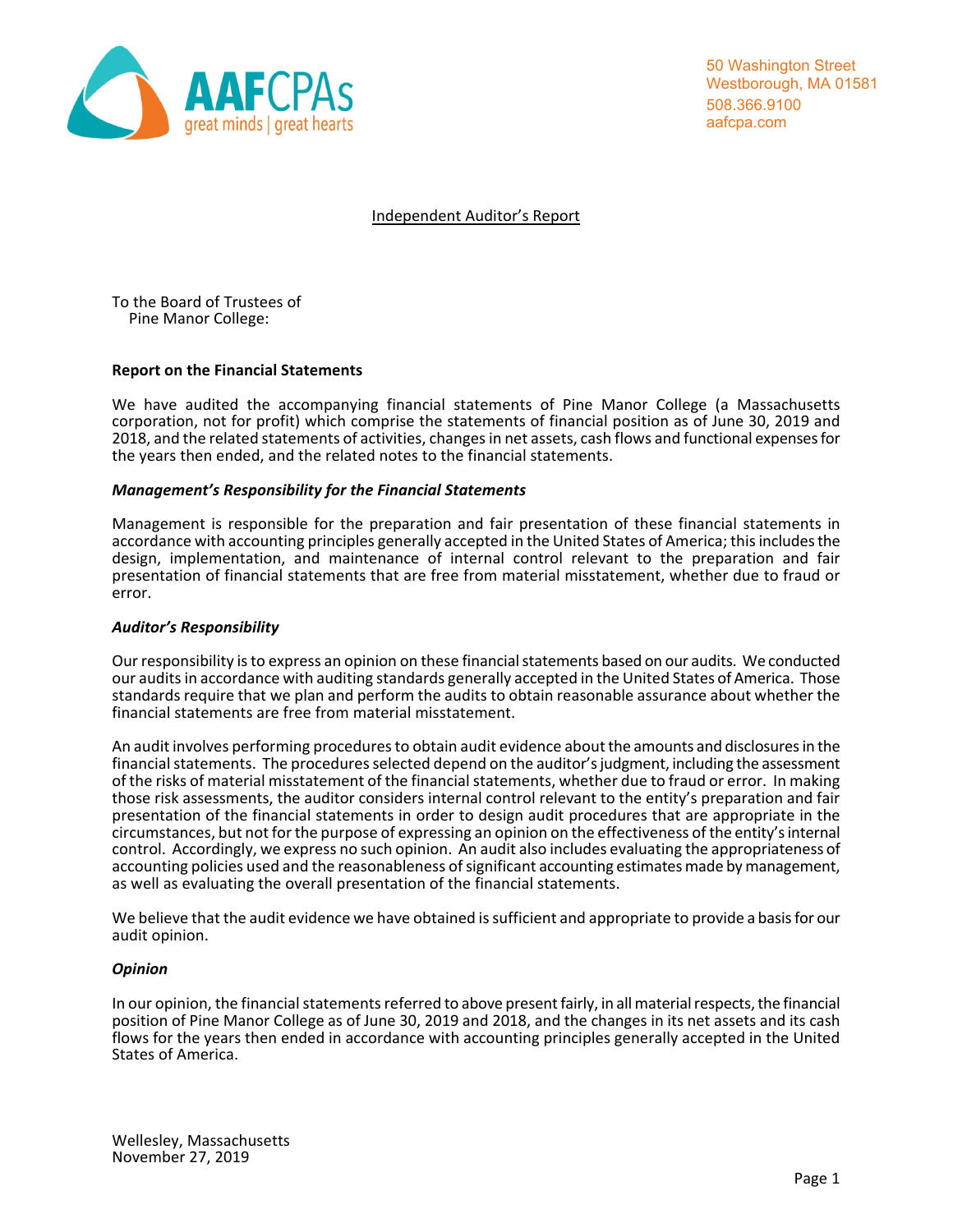AAFCPAs
great minds | great hearts

50 Washington Street
Westborough, MA 01581
508.366.9100
aafcpa.com

# Independent Auditor's Report

To the Board of Trustees of
Pine Manor College:

## Report on the Financial Statements

We have audited the accompanying financial statements of Pine Manor College (a Massachusetts corporation, not for profit) which comprise the statements of financial position as of June 30, 2019 and 2018, and the related statements of activities, changes in net assets, cash flows and functional expenses for the years then ended, and the related notes to the financial statements.

### *Management's Responsibility for the Financial Statements*

Management is responsible for the preparation and fair presentation of these financial statements in accordance with accounting principles generally accepted in the United States of America; this includes the design, implementation, and maintenance of internal control relevant to the preparation and fair presentation of financial statements that are free from material misstatement, whether due to fraud or error.

### *Auditor's Responsibility*

Our responsibility is to express an opinion on these financial statements based on our audits. We conducted our audits in accordance with auditing standards generally accepted in the United States of America. Those standards require that we plan and perform the audits to obtain reasonable assurance about whether the financial statements are free from material misstatement.

An audit involves performing procedures to obtain audit evidence about the amounts and disclosures in the financial statements. The procedures selected depend on the auditor's judgment, including the assessment of the risks of material misstatement of the financial statements, whether due to fraud or error. In making those risk assessments, the auditor considers internal control relevant to the entity's preparation and fair presentation of the financial statements in order to design audit procedures that are appropriate in the circumstances, but not for the purpose of expressing an opinion on the effectiveness of the entity's internal control. Accordingly, we express no such opinion. An audit also includes evaluating the appropriateness of accounting policies used and the reasonableness of significant accounting estimates made by management, as well as evaluating the overall presentation of the financial statements.

We believe that the audit evidence we have obtained is sufficient and appropriate to provide a basis for our audit opinion.

### *Opinion*

In our opinion, the financial statements referred to above present fairly, in all material respects, the financial position of Pine Manor College as of June 30, 2019 and 2018, and the changes in its net assets and its cash flows for the years then ended in accordance with accounting principles generally accepted in the United States of America.

Wellesley, Massachusetts
November 27, 2019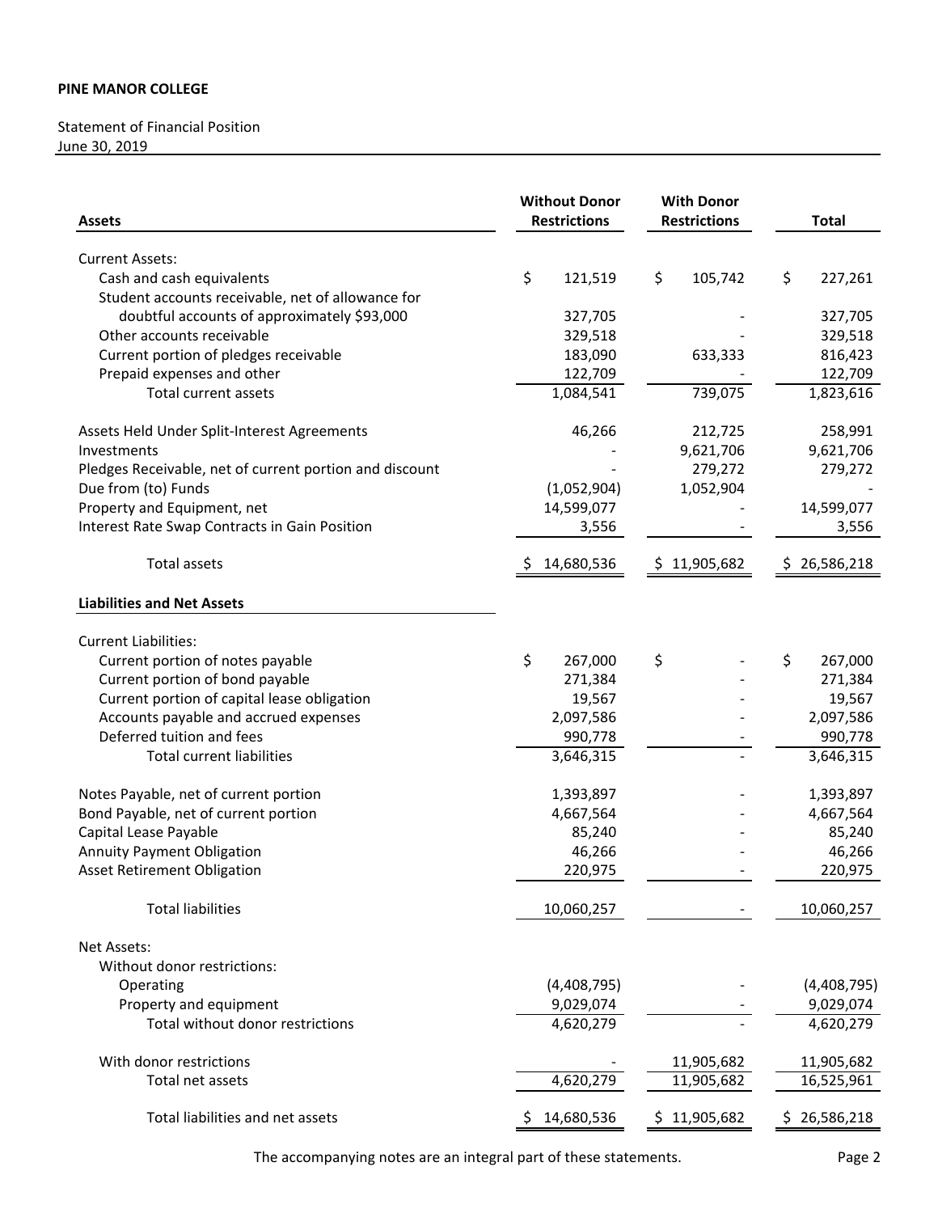**PINE MANOR COLLEGE**

Statement of Financial Position
June 30, 2019

| Assets | Without Donor Restrictions | With Donor Restrictions | Total |
|---|---|---|---|
| Current Assets: | | | |
| Cash and cash equivalents | $ 121,519 | $ 105,742 | $ 227,261 |
| Student accounts receivable, net of allowance for doubtful accounts of approximately $93,000 | 327,705 | - | 327,705 |
| Other accounts receivable | 329,518 | - | 329,518 |
| Current portion of pledges receivable | 183,090 | 633,333 | 816,423 |
| Prepaid expenses and other | 122,709 | - | 122,709 |
| Total current assets | 1,084,541 | 739,075 | 1,823,616 |
| Assets Held Under Split-Interest Agreements | 46,266 | 212,725 | 258,991 |
| Investments | - | 9,621,706 | 9,621,706 |
| Pledges Receivable, net of current portion and discount | - | 279,272 | 279,272 |
| Due from (to) Funds | (1,052,904) | 1,052,904 | - |
| Property and Equipment, net | 14,599,077 | - | 14,599,077 |
| Interest Rate Swap Contracts in Gain Position | 3,556 | - | 3,556 |
| Total assets | $ 14,680,536 | $ 11,905,682 | $ 26,586,218 |
| **Liabilities and Net Assets** | | | |
| Current Liabilities: | | | |
| Current portion of notes payable | $ 267,000 | $ - | $ 267,000 |
| Current portion of bond payable | 271,384 | - | 271,384 |
| Current portion of capital lease obligation | 19,567 | - | 19,567 |
| Accounts payable and accrued expenses | 2,097,586 | - | 2,097,586 |
| Deferred tuition and fees | 990,778 | - | 990,778 |
| Total current liabilities | 3,646,315 | - | 3,646,315 |
| Notes Payable, net of current portion | 1,393,897 | - | 1,393,897 |
| Bond Payable, net of current portion | 4,667,564 | - | 4,667,564 |
| Capital Lease Payable | 85,240 | - | 85,240 |
| Annuity Payment Obligation | 46,266 | - | 46,266 |
| Asset Retirement Obligation | 220,975 | - | 220,975 |
| Total liabilities | 10,060,257 | - | 10,060,257 |
| Net Assets: | | | |
| Without donor restrictions: | | | |
| Operating | (4,408,795) | - | (4,408,795) |
| Property and equipment | 9,029,074 | - | 9,029,074 |
| Total without donor restrictions | 4,620,279 | - | 4,620,279 |
| With donor restrictions | - | 11,905,682 | 11,905,682 |
| Total net assets | 4,620,279 | 11,905,682 | 16,525,961 |
| Total liabilities and net assets | $ 14,680,536 | $ 11,905,682 | $ 26,586,218 |

The accompanying notes are an integral part of these statements.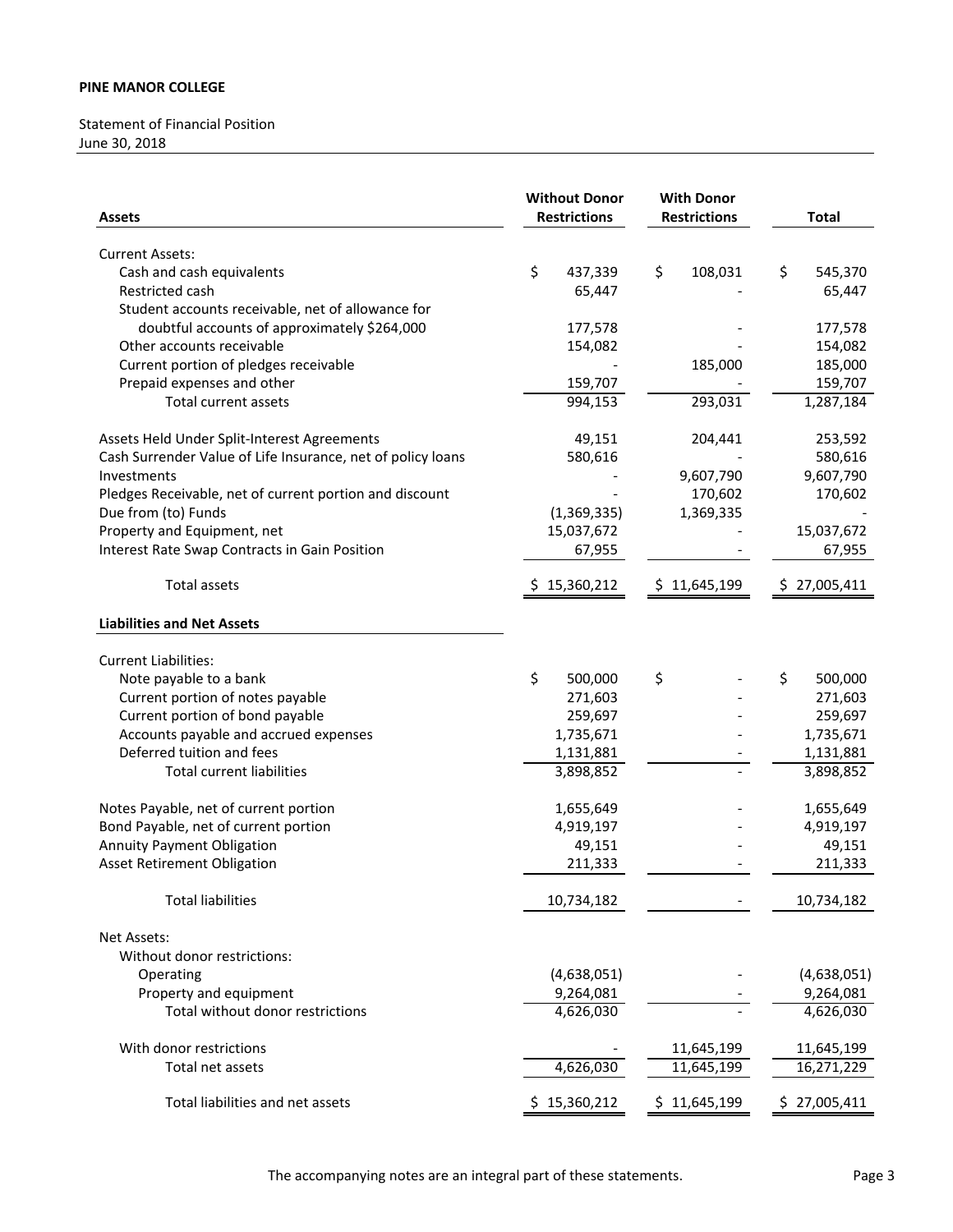**PINE MANOR COLLEGE**

Statement of Financial Position
June 30, 2018

| Assets | Without Donor Restrictions | With Donor Restrictions | Total |
|---|---|---|---|
| Current Assets: | | | |
| Cash and cash equivalents | $ 437,339 | $ 108,031 | $ 545,370 |
| Restricted cash | 65,447 | - | 65,447 |
| Student accounts receivable, net of allowance for doubtful accounts of approximately $264,000 | 177,578 | - | 177,578 |
| Other accounts receivable | 154,082 | - | 154,082 |
| Current portion of pledges receivable | - | 185,000 | 185,000 |
| Prepaid expenses and other | 159,707 | - | 159,707 |
| Total current assets | 994,153 | 293,031 | 1,287,184 |
| Assets Held Under Split-Interest Agreements | 49,151 | 204,441 | 253,592 |
| Cash Surrender Value of Life Insurance, net of policy loans | 580,616 | - | 580,616 |
| Investments | - | 9,607,790 | 9,607,790 |
| Pledges Receivable, net of current portion and discount | - | 170,602 | 170,602 |
| Due from (to) Funds | (1,369,335) | 1,369,335 | - |
| Property and Equipment, net | 15,037,672 | - | 15,037,672 |
| Interest Rate Swap Contracts in Gain Position | 67,955 | - | 67,955 |
| Total assets | $ 15,360,212 | $ 11,645,199 | $ 27,005,411 |
| **Liabilities and Net Assets** | | | |
| Current Liabilities: | | | |
| Note payable to a bank | $ 500,000 | $ - | $ 500,000 |
| Current portion of notes payable | 271,603 | - | 271,603 |
| Current portion of bond payable | 259,697 | - | 259,697 |
| Accounts payable and accrued expenses | 1,735,671 | - | 1,735,671 |
| Deferred tuition and fees | 1,131,881 | - | 1,131,881 |
| Total current liabilities | 3,898,852 | - | 3,898,852 |
| Notes Payable, net of current portion | 1,655,649 | - | 1,655,649 |
| Bond Payable, net of current portion | 4,919,197 | - | 4,919,197 |
| Annuity Payment Obligation | 49,151 | - | 49,151 |
| Asset Retirement Obligation | 211,333 | - | 211,333 |
| Total liabilities | 10,734,182 | - | 10,734,182 |
| Net Assets: | | | |
| Without donor restrictions: | | | |
| Operating | (4,638,051) | - | (4,638,051) |
| Property and equipment | 9,264,081 | - | 9,264,081 |
| Total without donor restrictions | 4,626,030 | - | 4,626,030 |
| With donor restrictions | - | 11,645,199 | 11,645,199 |
| Total net assets | 4,626,030 | 11,645,199 | 16,271,229 |
| Total liabilities and net assets | $ 15,360,212 | $ 11,645,199 | $ 27,005,411 |

The accompanying notes are an integral part of these statements.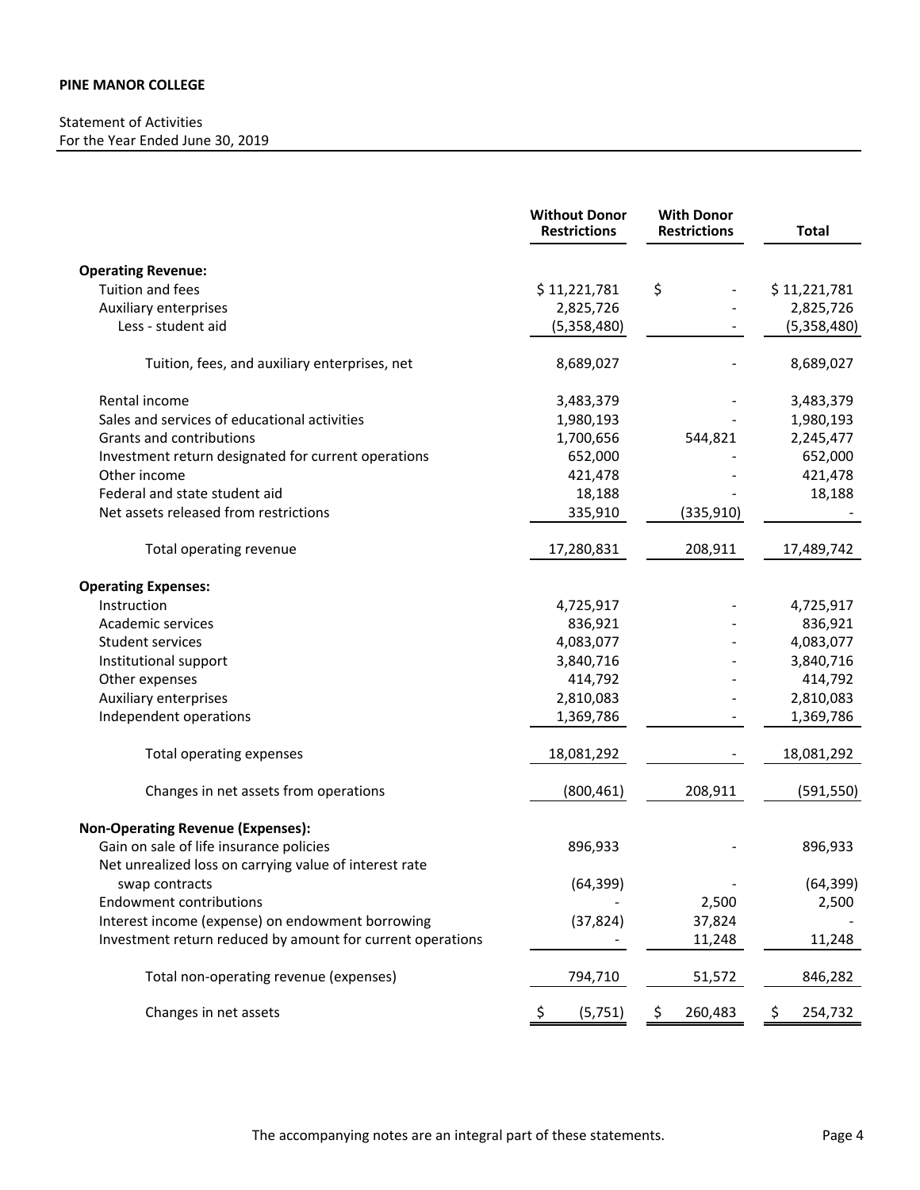**PINE MANOR COLLEGE**

Statement of Activities
For the Year Ended June 30, 2019

| | Without Donor Restrictions | With Donor Restrictions | Total |
|---|---|---|---|
| **Operating Revenue:** | | | |
| Tuition and fees | $ 11,221,781 | $ - | $ 11,221,781 |
| Auxiliary enterprises | 2,825,726 | - | 2,825,726 |
| Less - student aid | (5,358,480) | - | (5,358,480) |
| Tuition, fees, and auxiliary enterprises, net | 8,689,027 | - | 8,689,027 |
| Rental income | 3,483,379 | - | 3,483,379 |
| Sales and services of educational activities | 1,980,193 | - | 1,980,193 |
| Grants and contributions | 1,700,656 | 544,821 | 2,245,477 |
| Investment return designated for current operations | 652,000 | - | 652,000 |
| Other income | 421,478 | - | 421,478 |
| Federal and state student aid | 18,188 | - | 18,188 |
| Net assets released from restrictions | 335,910 | (335,910) | - |
| Total operating revenue | 17,280,831 | 208,911 | 17,489,742 |
| **Operating Expenses:** | | | |
| Instruction | 4,725,917 | - | 4,725,917 |
| Academic services | 836,921 | - | 836,921 |
| Student services | 4,083,077 | - | 4,083,077 |
| Institutional support | 3,840,716 | - | 3,840,716 |
| Other expenses | 414,792 | - | 414,792 |
| Auxiliary enterprises | 2,810,083 | - | 2,810,083 |
| Independent operations | 1,369,786 | - | 1,369,786 |
| Total operating expenses | 18,081,292 | - | 18,081,292 |
| Changes in net assets from operations | (800,461) | 208,911 | (591,550) |
| **Non-Operating Revenue (Expenses):** | | | |
| Gain on sale of life insurance policies | 896,933 | - | 896,933 |
| Net unrealized loss on carrying value of interest rate swap contracts | (64,399) | - | (64,399) |
| Endowment contributions | - | 2,500 | 2,500 |
| Interest income (expense) on endowment borrowing | (37,824) | 37,824 | - |
| Investment return reduced by amount for current operations | - | 11,248 | 11,248 |
| Total non-operating revenue (expenses) | 794,710 | 51,572 | 846,282 |
| Changes in net assets | $ (5,751) | $ 260,483 | $ 254,732 |

The accompanying notes are an integral part of these statements.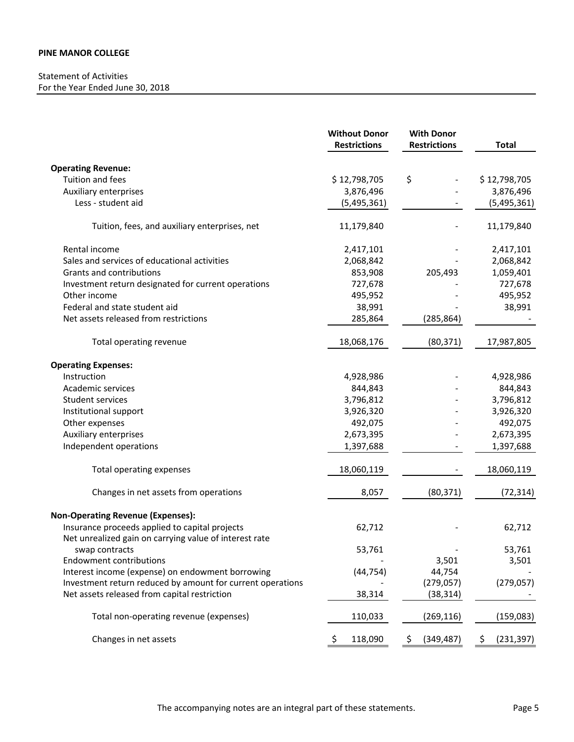**PINE MANOR COLLEGE**

Statement of Activities
For the Year Ended June 30, 2018

| | Without Donor Restrictions | With Donor Restrictions | Total |
|---|---|---|---|
| **Operating Revenue:** | | | |
| Tuition and fees | $ 12,798,705 | $ - | $ 12,798,705 |
| Auxiliary enterprises | 3,876,496 | - | 3,876,496 |
| Less - student aid | (5,495,361) | - | (5,495,361) |
| Tuition, fees, and auxiliary enterprises, net | 11,179,840 | - | 11,179,840 |
| Rental income | 2,417,101 | - | 2,417,101 |
| Sales and services of educational activities | 2,068,842 | - | 2,068,842 |
| Grants and contributions | 853,908 | 205,493 | 1,059,401 |
| Investment return designated for current operations | 727,678 | - | 727,678 |
| Other income | 495,952 | - | 495,952 |
| Federal and state student aid | 38,991 | - | 38,991 |
| Net assets released from restrictions | 285,864 | (285,864) | - |
| Total operating revenue | 18,068,176 | (80,371) | 17,987,805 |
| **Operating Expenses:** | | | |
| Instruction | 4,928,986 | - | 4,928,986 |
| Academic services | 844,843 | - | 844,843 |
| Student services | 3,796,812 | - | 3,796,812 |
| Institutional support | 3,926,320 | - | 3,926,320 |
| Other expenses | 492,075 | - | 492,075 |
| Auxiliary enterprises | 2,673,395 | - | 2,673,395 |
| Independent operations | 1,397,688 | - | 1,397,688 |
| Total operating expenses | 18,060,119 | - | 18,060,119 |
| Changes in net assets from operations | 8,057 | (80,371) | (72,314) |
| **Non-Operating Revenue (Expenses):** | | | |
| Insurance proceeds applied to capital projects | 62,712 | - | 62,712 |
| Net unrealized gain on carrying value of interest rate swap contracts | 53,761 | - | 53,761 |
| Endowment contributions | - | 3,501 | 3,501 |
| Interest income (expense) on endowment borrowing | (44,754) | 44,754 | - |
| Investment return reduced by amount for current operations | - | (279,057) | (279,057) |
| Net assets released from capital restriction | 38,314 | (38,314) | - |
| Total non-operating revenue (expenses) | 110,033 | (269,116) | (159,083) |
| Changes in net assets | $ 118,090 | $ (349,487) | $ (231,397) |

The accompanying notes are an integral part of these statements.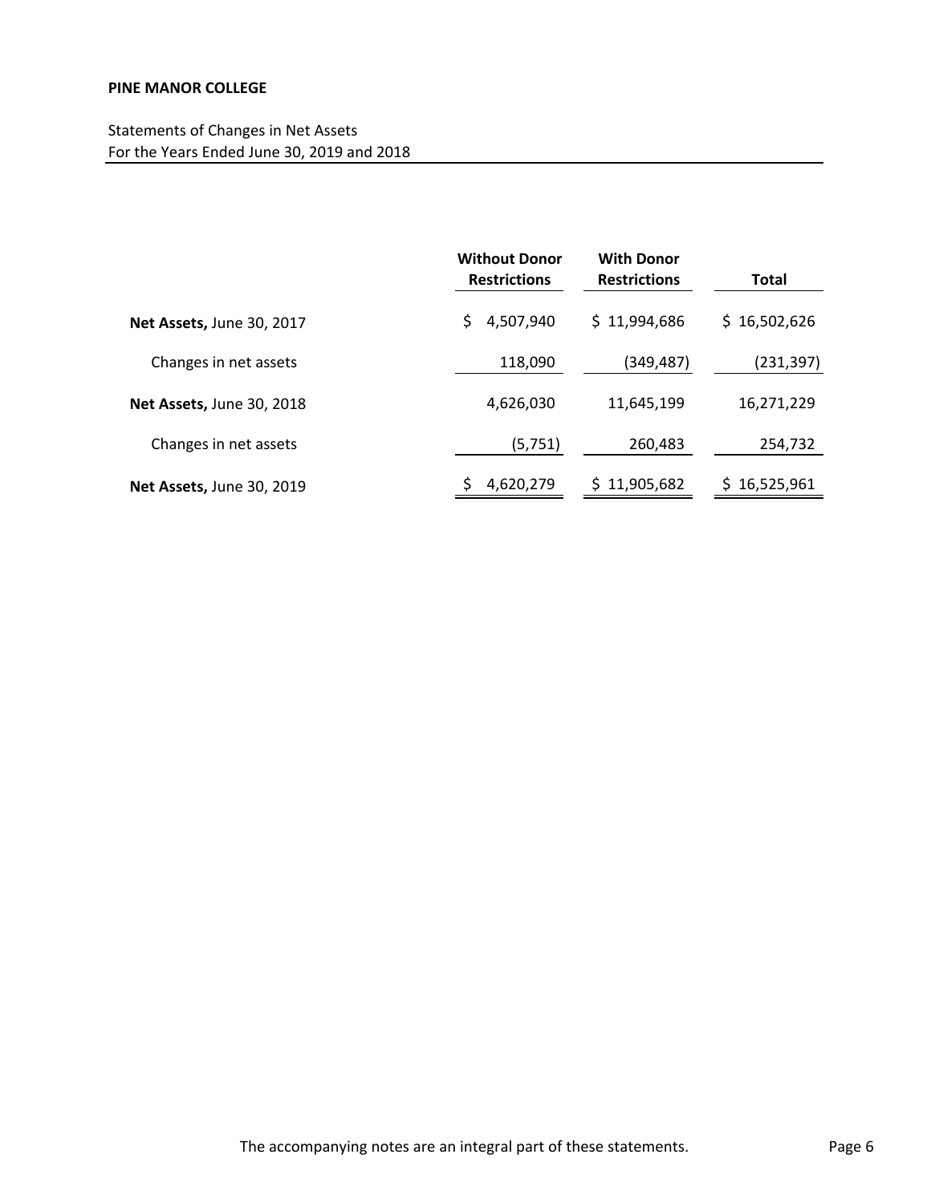**PINE MANOR COLLEGE**

Statements of Changes in Net Assets
For the Years Ended June 30, 2019 and 2018

| | Without Donor Restrictions | With Donor Restrictions | Total |
|---|---|---|---|
| **Net Assets,** June 30, 2017 | $ 4,507,940 | $ 11,994,686 | $ 16,502,626 |
| Changes in net assets | 118,090 | (349,487) | (231,397) |
| **Net Assets,** June 30, 2018 | 4,626,030 | 11,645,199 | 16,271,229 |
| Changes in net assets | (5,751) | 260,483 | 254,732 |
| **Net Assets,** June 30, 2019 | $ 4,620,279 | $ 11,905,682 | $ 16,525,961 |

The accompanying notes are an integral part of these statements.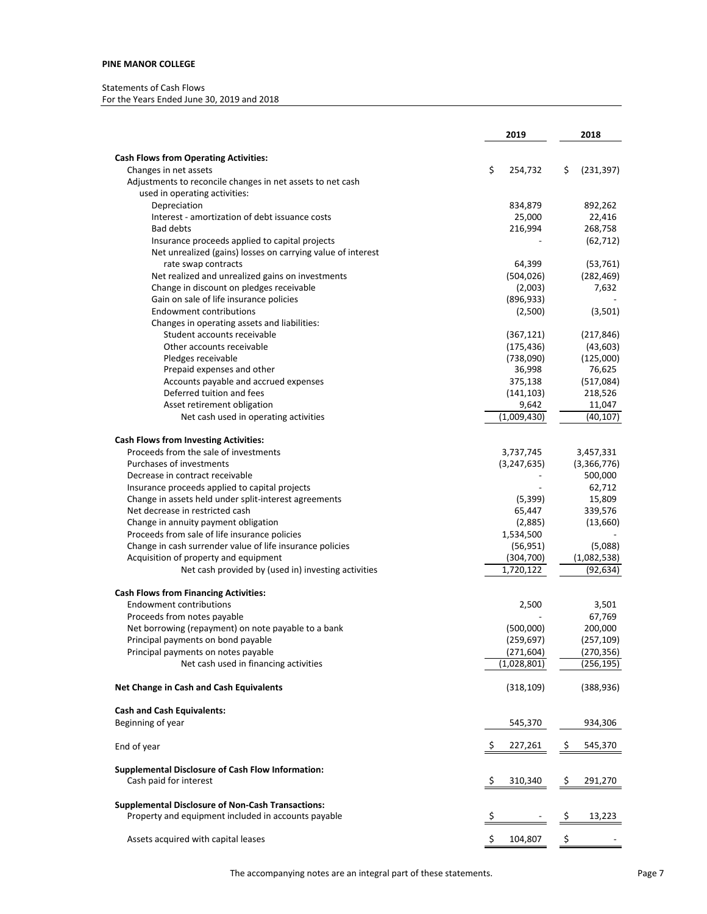**PINE MANOR COLLEGE**

Statements of Cash Flows
For the Years Ended June 30, 2019 and 2018

| | 2019 | 2018 |
|---|---|---|
| **Cash Flows from Operating Activities:** | | |
| Changes in net assets | $ 254,732 | $ (231,397) |
| Adjustments to reconcile changes in net assets to net cash used in operating activities: | | |
| Depreciation | 834,879 | 892,262 |
| Interest - amortization of debt issuance costs | 25,000 | 22,416 |
| Bad debts | 216,994 | 268,758 |
| Insurance proceeds applied to capital projects | - | (62,712) |
| Net unrealized (gains) losses on carrying value of interest rate swap contracts | 64,399 | (53,761) |
| Net realized and unrealized gains on investments | (504,026) | (282,469) |
| Change in discount on pledges receivable | (2,003) | 7,632 |
| Gain on sale of life insurance policies | (896,933) | - |
| Endowment contributions | (2,500) | (3,501) |
| Changes in operating assets and liabilities: | | |
| Student accounts receivable | (367,121) | (217,846) |
| Other accounts receivable | (175,436) | (43,603) |
| Pledges receivable | (738,090) | (125,000) |
| Prepaid expenses and other | 36,998 | 76,625 |
| Accounts payable and accrued expenses | 375,138 | (517,084) |
| Deferred tuition and fees | (141,103) | 218,526 |
| Asset retirement obligation | 9,642 | 11,047 |
| Net cash used in operating activities | (1,009,430) | (40,107) |
| **Cash Flows from Investing Activities:** | | |
| Proceeds from the sale of investments | 3,737,745 | 3,457,331 |
| Purchases of investments | (3,247,635) | (3,366,776) |
| Decrease in contract receivable | - | 500,000 |
| Insurance proceeds applied to capital projects | - | 62,712 |
| Change in assets held under split-interest agreements | (5,399) | 15,809 |
| Net decrease in restricted cash | 65,447 | 339,576 |
| Change in annuity payment obligation | (2,885) | (13,660) |
| Proceeds from sale of life insurance policies | 1,534,500 | - |
| Change in cash surrender value of life insurance policies | (56,951) | (5,088) |
| Acquisition of property and equipment | (304,700) | (1,082,538) |
| Net cash provided by (used in) investing activities | 1,720,122 | (92,634) |
| **Cash Flows from Financing Activities:** | | |
| Endowment contributions | 2,500 | 3,501 |
| Proceeds from notes payable | - | 67,769 |
| Net borrowing (repayment) on note payable to a bank | (500,000) | 200,000 |
| Principal payments on bond payable | (259,697) | (257,109) |
| Principal payments on notes payable | (271,604) | (270,356) |
| Net cash used in financing activities | (1,028,801) | (256,195) |
| **Net Change in Cash and Cash Equivalents** | (318,109) | (388,936) |
| **Cash and Cash Equivalents:** | | |
| Beginning of year | 545,370 | 934,306 |
| End of year | $ 227,261 | $ 545,370 |
| **Supplemental Disclosure of Cash Flow Information:** | | |
| Cash paid for interest | $ 310,340 | $ 291,270 |
| **Supplemental Disclosure of Non-Cash Transactions:** | | |
| Property and equipment included in accounts payable | $ - | $ 13,223 |
| Assets acquired with capital leases | $ 104,807 | $ - |

The accompanying notes are an integral part of these statements.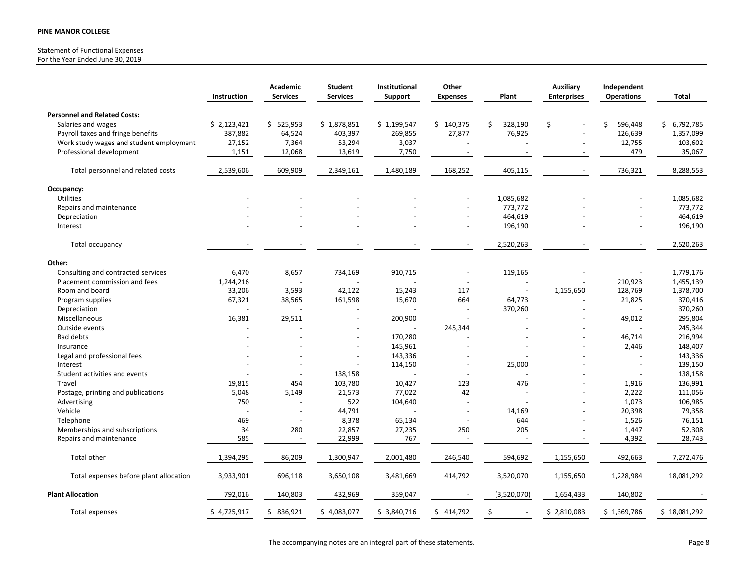**PINE MANOR COLLEGE**

Statement of Functional Expenses
For the Year Ended June 30, 2019

| | Instruction | Academic Services | Student Services | Institutional Support | Other Expenses | Plant | Auxiliary Enterprises | Independent Operations | Total |
|---|---|---|---|---|---|---|---|---|---|
| **Personnel and Related Costs:** | | | | | | | | | |
| Salaries and wages | $ 2,123,421 | $ 525,953 | $ 1,878,851 | $ 1,199,547 | $ 140,375 | $ 328,190 | $ - | $ 596,448 | $ 6,792,785 |
| Payroll taxes and fringe benefits | 387,882 | 64,524 | 403,397 | 269,855 | 27,877 | 76,925 | - | 126,639 | 1,357,099 |
| Work study wages and student employment | 27,152 | 7,364 | 53,294 | 3,037 | - | - | - | 12,755 | 103,602 |
| Professional development | 1,151 | 12,068 | 13,619 | 7,750 | - | - | - | 479 | 35,067 |
| Total personnel and related costs | 2,539,606 | 609,909 | 2,349,161 | 1,480,189 | 168,252 | 405,115 | - | 736,321 | 8,288,553 |
| **Occupancy:** | | | | | | | | | |
| Utilities | - | - | - | - | - | 1,085,682 | - | - | 1,085,682 |
| Repairs and maintenance | - | - | - | - | - | 773,772 | - | - | 773,772 |
| Depreciation | - | - | - | - | - | 464,619 | - | - | 464,619 |
| Interest | - | - | - | - | - | 196,190 | - | - | 196,190 |
| Total occupancy | - | - | - | - | - | 2,520,263 | - | - | 2,520,263 |
| **Other:** | | | | | | | | | |
| Consulting and contracted services | 6,470 | 8,657 | 734,169 | 910,715 | - | 119,165 | - | - | 1,779,176 |
| Placement commission and fees | 1,244,216 | - | - | - | - | - | - | 210,923 | 1,455,139 |
| Room and board | 33,206 | 3,593 | 42,122 | 15,243 | 117 | - | 1,155,650 | 128,769 | 1,378,700 |
| Program supplies | 67,321 | 38,565 | 161,598 | 15,670 | 664 | 64,773 | - | 21,825 | 370,416 |
| Depreciation | - | - | - | - | - | 370,260 | - | - | 370,260 |
| Miscellaneous | 16,381 | 29,511 | - | 200,900 | - | - | - | 49,012 | 295,804 |
| Outside events | - | - | - | - | 245,344 | - | - | - | 245,344 |
| Bad debts | - | - | - | 170,280 | - | - | - | 46,714 | 216,994 |
| Insurance | - | - | - | 145,961 | - | - | - | 2,446 | 148,407 |
| Legal and professional fees | - | - | - | 143,336 | - | - | - | - | 143,336 |
| Interest | - | - | - | 114,150 | - | 25,000 | - | - | 139,150 |
| Student activities and events | - | - | 138,158 | - | - | - | - | - | 138,158 |
| Travel | 19,815 | 454 | 103,780 | 10,427 | 123 | 476 | - | 1,916 | 136,991 |
| Postage, printing and publications | 5,048 | 5,149 | 21,573 | 77,022 | 42 | - | - | 2,222 | 111,056 |
| Advertising | 750 | - | 522 | 104,640 | - | - | - | 1,073 | 106,985 |
| Vehicle | - | - | 44,791 | - | - | 14,169 | - | 20,398 | 79,358 |
| Telephone | 469 | - | 8,378 | 65,134 | - | 644 | - | 1,526 | 76,151 |
| Memberships and subscriptions | 34 | 280 | 22,857 | 27,235 | 250 | 205 | - | 1,447 | 52,308 |
| Repairs and maintenance | 585 | - | 22,999 | 767 | - | - | - | 4,392 | 28,743 |
| Total other | 1,394,295 | 86,209 | 1,300,947 | 2,001,480 | 246,540 | 594,692 | 1,155,650 | 492,663 | 7,272,476 |
| Total expenses before plant allocation | 3,933,901 | 696,118 | 3,650,108 | 3,481,669 | 414,792 | 3,520,070 | 1,155,650 | 1,228,984 | 18,081,292 |
| **Plant Allocation** | 792,016 | 140,803 | 432,969 | 359,047 | - | (3,520,070) | 1,654,433 | 140,802 | - |
| Total expenses | $ 4,725,917 | $ 836,921 | $ 4,083,077 | $ 3,840,716 | $ 414,792 | $ - | $ 2,810,083 | $ 1,369,786 | $ 18,081,292 |

The accompanying notes are an integral part of these statements.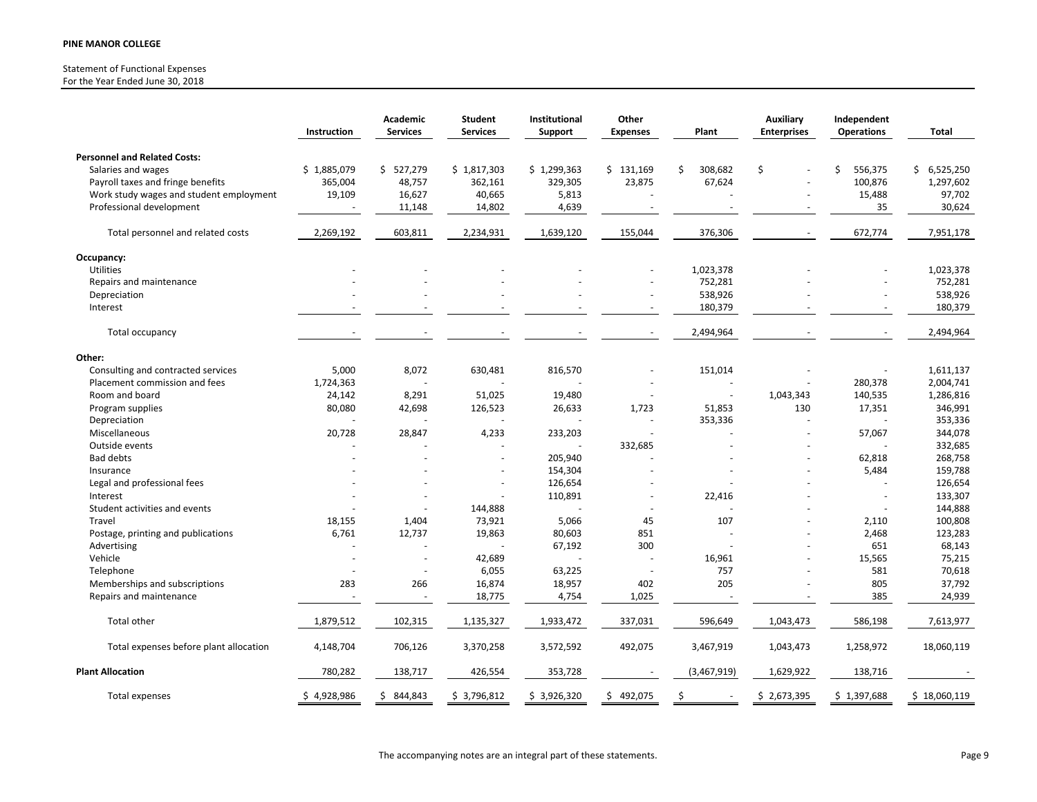**PINE MANOR COLLEGE**

Statement of Functional Expenses
For the Year Ended June 30, 2018

| | Instruction | Academic Services | Student Services | Institutional Support | Other Expenses | Plant | Auxiliary Enterprises | Independent Operations | Total |
|---|---|---|---|---|---|---|---|---|---|
| **Personnel and Related Costs:** | | | | | | | | | |
| Salaries and wages | $ 1,885,079 | $ 527,279 | $ 1,817,303 | $ 1,299,363 | $ 131,169 | $ 308,682 | $ - | $ 556,375 | $ 6,525,250 |
| Payroll taxes and fringe benefits | 365,004 | 48,757 | 362,161 | 329,305 | 23,875 | 67,624 | - | 100,876 | 1,297,602 |
| Work study wages and student employment | 19,109 | 16,627 | 40,665 | 5,813 | - | - | - | 15,488 | 97,702 |
| Professional development | - | 11,148 | 14,802 | 4,639 | - | - | - | 35 | 30,624 |
| Total personnel and related costs | 2,269,192 | 603,811 | 2,234,931 | 1,639,120 | 155,044 | 376,306 | - | 672,774 | 7,951,178 |
| **Occupancy:** | | | | | | | | | |
| Utilities | - | - | - | - | - | 1,023,378 | - | - | 1,023,378 |
| Repairs and maintenance | - | - | - | - | - | 752,281 | - | - | 752,281 |
| Depreciation | - | - | - | - | - | 538,926 | - | - | 538,926 |
| Interest | - | - | - | - | - | 180,379 | - | - | 180,379 |
| Total occupancy | - | - | - | - | - | 2,494,964 | - | - | 2,494,964 |
| **Other:** | | | | | | | | | |
| Consulting and contracted services | 5,000 | 8,072 | 630,481 | 816,570 | - | 151,014 | - | - | 1,611,137 |
| Placement commission and fees | 1,724,363 | - | - | - | - | - | - | 280,378 | 2,004,741 |
| Room and board | 24,142 | 8,291 | 51,025 | 19,480 | - | - | 1,043,343 | 140,535 | 1,286,816 |
| Program supplies | 80,080 | 42,698 | 126,523 | 26,633 | 1,723 | 51,853 | 130 | 17,351 | 346,991 |
| Depreciation | - | - | - | - | - | 353,336 | - | - | 353,336 |
| Miscellaneous | 20,728 | 28,847 | 4,233 | 233,203 | - | - | - | 57,067 | 344,078 |
| Outside events | - | - | - | - | 332,685 | - | - | - | 332,685 |
| Bad debts | - | - | - | 205,940 | - | - | - | 62,818 | 268,758 |
| Insurance | - | - | - | 154,304 | - | - | - | 5,484 | 159,788 |
| Legal and professional fees | - | - | - | 126,654 | - | - | - | - | 126,654 |
| Interest | - | - | - | 110,891 | - | 22,416 | - | - | 133,307 |
| Student activities and events | - | - | 144,888 | - | - | - | - | - | 144,888 |
| Travel | 18,155 | 1,404 | 73,921 | 5,066 | 45 | 107 | - | 2,110 | 100,808 |
| Postage, printing and publications | 6,761 | 12,737 | 19,863 | 80,603 | 851 | - | - | 2,468 | 123,283 |
| Advertising | - | - | - | 67,192 | 300 | - | - | 651 | 68,143 |
| Vehicle | - | - | 42,689 | - | - | 16,961 | - | 15,565 | 75,215 |
| Telephone | - | - | 6,055 | 63,225 | - | 757 | - | 581 | 70,618 |
| Memberships and subscriptions | 283 | 266 | 16,874 | 18,957 | 402 | 205 | - | 805 | 37,792 |
| Repairs and maintenance | - | - | 18,775 | 4,754 | 1,025 | - | - | 385 | 24,939 |
| Total other | 1,879,512 | 102,315 | 1,135,327 | 1,933,472 | 337,031 | 596,649 | 1,043,473 | 586,198 | 7,613,977 |
| Total expenses before plant allocation | 4,148,704 | 706,126 | 3,370,258 | 3,572,592 | 492,075 | 3,467,919 | 1,043,473 | 1,258,972 | 18,060,119 |
| **Plant Allocation** | 780,282 | 138,717 | 426,554 | 353,728 | - | (3,467,919) | 1,629,922 | 138,716 | - |
| Total expenses | $ 4,928,986 | $ 844,843 | $ 3,796,812 | $ 3,926,320 | $ 492,075 | $ - | $ 2,673,395 | $ 1,397,688 | $ 18,060,119 |

The accompanying notes are an integral part of these statements.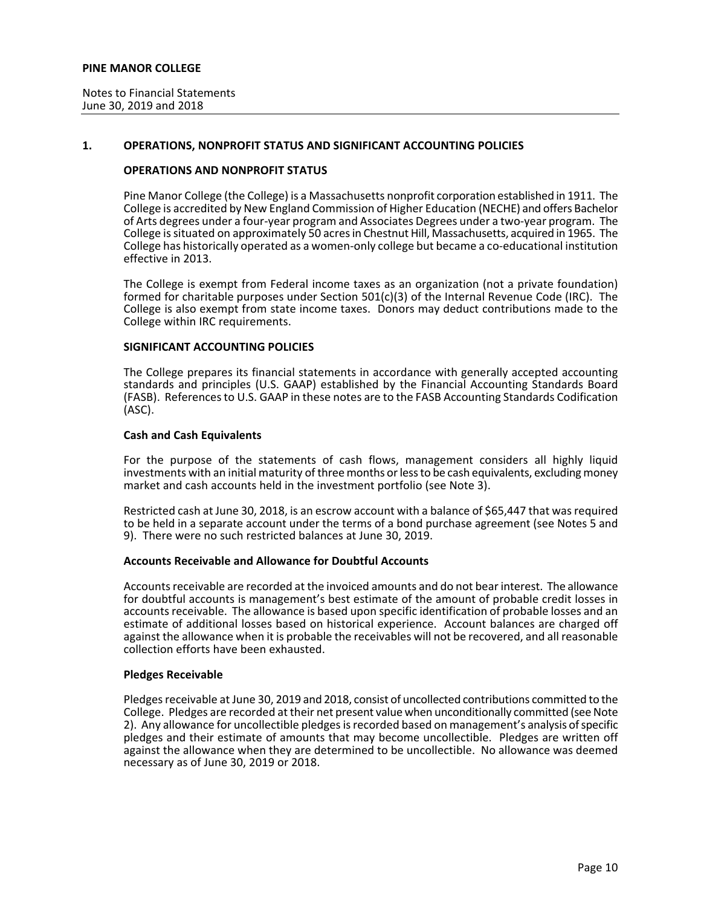## 1. OPERATIONS, NONPROFIT STATUS AND SIGNIFICANT ACCOUNTING POLICIES

### OPERATIONS AND NONPROFIT STATUS

Pine Manor College (the College) is a Massachusetts nonprofit corporation established in 1911. The College is accredited by New England Commission of Higher Education (NECHE) and offers Bachelor of Arts degrees under a four-year program and Associates Degrees under a two-year program. The College is situated on approximately 50 acres in Chestnut Hill, Massachusetts, acquired in 1965. The College has historically operated as a women-only college but became a co-educational institution effective in 2013.

The College is exempt from Federal income taxes as an organization (not a private foundation) formed for charitable purposes under Section 501(c)(3) of the Internal Revenue Code (IRC). The College is also exempt from state income taxes. Donors may deduct contributions made to the College within IRC requirements.

### SIGNIFICANT ACCOUNTING POLICIES

The College prepares its financial statements in accordance with generally accepted accounting standards and principles (U.S. GAAP) established by the Financial Accounting Standards Board (FASB). References to U.S. GAAP in these notes are to the FASB Accounting Standards Codification (ASC).

**Cash and Cash Equivalents**

For the purpose of the statements of cash flows, management considers all highly liquid investments with an initial maturity of three months or less to be cash equivalents, excluding money market and cash accounts held in the investment portfolio (see Note 3).

Restricted cash at June 30, 2018, is an escrow account with a balance of $65,447 that was required to be held in a separate account under the terms of a bond purchase agreement (see Notes 5 and 9). There were no such restricted balances at June 30, 2019.

**Accounts Receivable and Allowance for Doubtful Accounts**

Accounts receivable are recorded at the invoiced amounts and do not bear interest. The allowance for doubtful accounts is management's best estimate of the amount of probable credit losses in accounts receivable. The allowance is based upon specific identification of probable losses and an estimate of additional losses based on historical experience. Account balances are charged off against the allowance when it is probable the receivables will not be recovered, and all reasonable collection efforts have been exhausted.

**Pledges Receivable**

Pledges receivable at June 30, 2019 and 2018, consist of uncollected contributions committed to the College. Pledges are recorded at their net present value when unconditionally committed (see Note 2). Any allowance for uncollectible pledges is recorded based on management's analysis of specific pledges and their estimate of amounts that may become uncollectible. Pledges are written off against the allowance when they are determined to be uncollectible. No allowance was deemed necessary as of June 30, 2019 or 2018.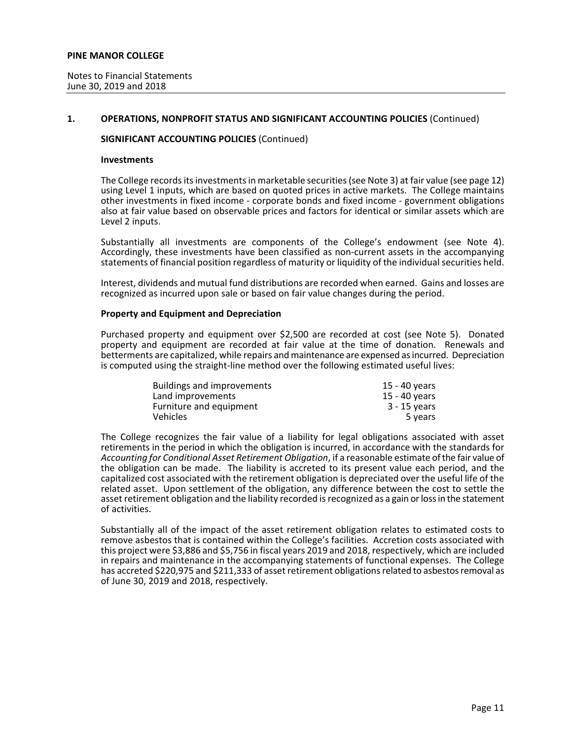## 1. OPERATIONS, NONPROFIT STATUS AND SIGNIFICANT ACCOUNTING POLICIES (Continued)

### SIGNIFICANT ACCOUNTING POLICIES (Continued)

**Investments**

The College records its investments in marketable securities (see Note 3) at fair value (see page 12) using Level 1 inputs, which are based on quoted prices in active markets. The College maintains other investments in fixed income - corporate bonds and fixed income - government obligations also at fair value based on observable prices and factors for identical or similar assets which are Level 2 inputs.

Substantially all investments are components of the College's endowment (see Note 4). Accordingly, these investments have been classified as non-current assets in the accompanying statements of financial position regardless of maturity or liquidity of the individual securities held.

Interest, dividends and mutual fund distributions are recorded when earned. Gains and losses are recognized as incurred upon sale or based on fair value changes during the period.

**Property and Equipment and Depreciation**

Purchased property and equipment over $2,500 are recorded at cost (see Note 5). Donated property and equipment are recorded at fair value at the time of donation. Renewals and betterments are capitalized, while repairs and maintenance are expensed as incurred. Depreciation is computed using the straight-line method over the following estimated useful lives:

| | |
|---|---|
| Buildings and improvements | 15 - 40 years |
| Land improvements | 15 - 40 years |
| Furniture and equipment | 3 - 15 years |
| Vehicles | 5 years |

The College recognizes the fair value of a liability for legal obligations associated with asset retirements in the period in which the obligation is incurred, in accordance with the standards for *Accounting for Conditional Asset Retirement Obligation*, if a reasonable estimate of the fair value of the obligation can be made. The liability is accreted to its present value each period, and the capitalized cost associated with the retirement obligation is depreciated over the useful life of the related asset. Upon settlement of the obligation, any difference between the cost to settle the asset retirement obligation and the liability recorded is recognized as a gain or loss in the statement of activities.

Substantially all of the impact of the asset retirement obligation relates to estimated costs to remove asbestos that is contained within the College's facilities. Accretion costs associated with this project were $3,886 and $5,756 in fiscal years 2019 and 2018, respectively, which are included in repairs and maintenance in the accompanying statements of functional expenses. The College has accreted $220,975 and $211,333 of asset retirement obligations related to asbestos removal as of June 30, 2019 and 2018, respectively.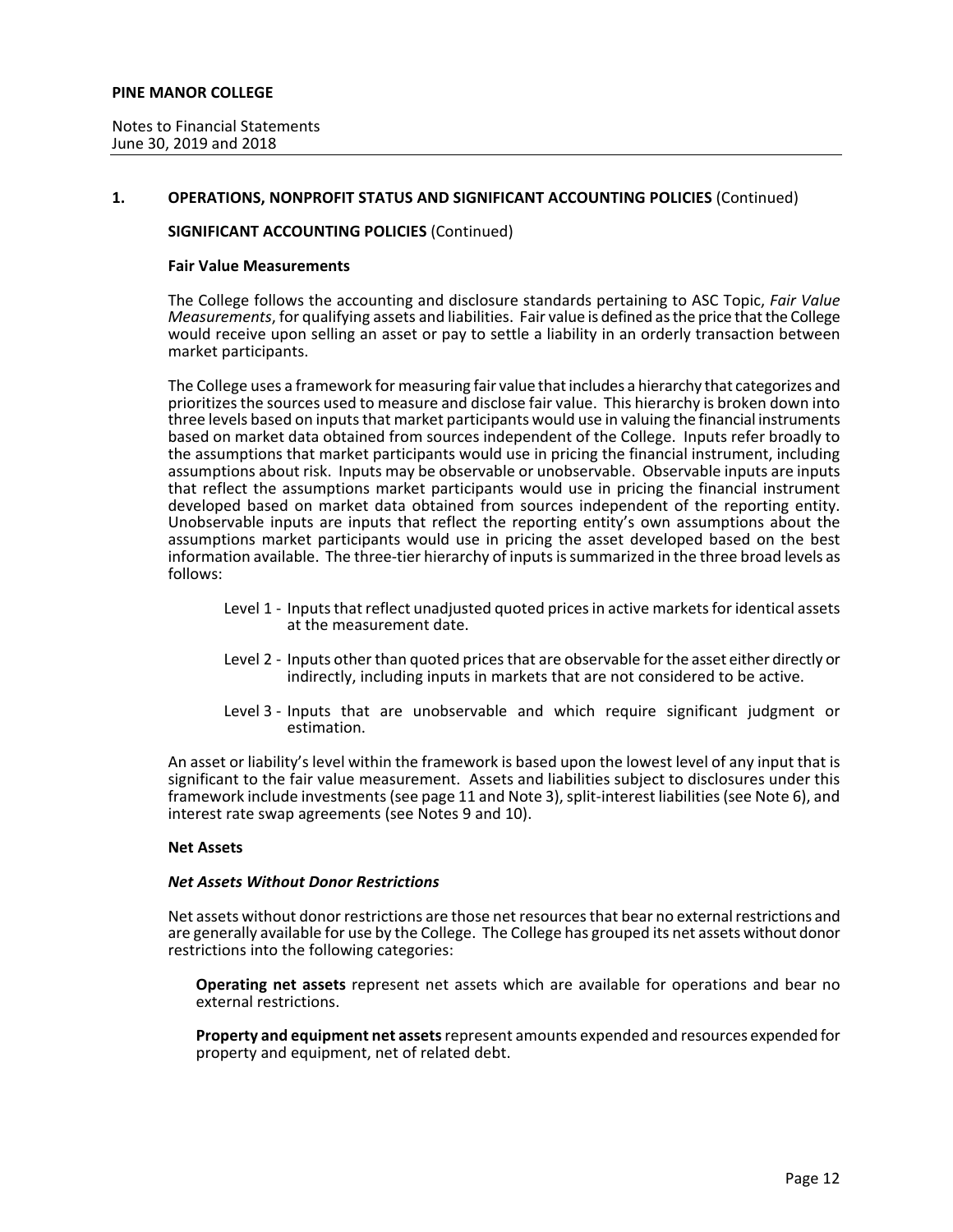## 1. OPERATIONS, NONPROFIT STATUS AND SIGNIFICANT ACCOUNTING POLICIES (Continued)

### SIGNIFICANT ACCOUNTING POLICIES (Continued)

#### Fair Value Measurements

The College follows the accounting and disclosure standards pertaining to ASC Topic, *Fair Value Measurements*, for qualifying assets and liabilities. Fair value is defined as the price that the College would receive upon selling an asset or pay to settle a liability in an orderly transaction between market participants.

The College uses a framework for measuring fair value that includes a hierarchy that categorizes and prioritizes the sources used to measure and disclose fair value. This hierarchy is broken down into three levels based on inputs that market participants would use in valuing the financial instruments based on market data obtained from sources independent of the College. Inputs refer broadly to the assumptions that market participants would use in pricing the financial instrument, including assumptions about risk. Inputs may be observable or unobservable. Observable inputs are inputs that reflect the assumptions market participants would use in pricing the financial instrument developed based on market data obtained from sources independent of the reporting entity. Unobservable inputs are inputs that reflect the reporting entity's own assumptions about the assumptions market participants would use in pricing the asset developed based on the best information available. The three-tier hierarchy of inputs is summarized in the three broad levels as follows:

- Level 1 - Inputs that reflect unadjusted quoted prices in active markets for identical assets at the measurement date.
- Level 2 - Inputs other than quoted prices that are observable for the asset either directly or indirectly, including inputs in markets that are not considered to be active.
- Level 3 - Inputs that are unobservable and which require significant judgment or estimation.

An asset or liability's level within the framework is based upon the lowest level of any input that is significant to the fair value measurement. Assets and liabilities subject to disclosures under this framework include investments (see page 11 and Note 3), split-interest liabilities (see Note 6), and interest rate swap agreements (see Notes 9 and 10).

#### Net Assets

##### *Net Assets Without Donor Restrictions*

Net assets without donor restrictions are those net resources that bear no external restrictions and are generally available for use by the College. The College has grouped its net assets without donor restrictions into the following categories:

**Operating net assets** represent net assets which are available for operations and bear no external restrictions.

**Property and equipment net assets** represent amounts expended and resources expended for property and equipment, net of related debt.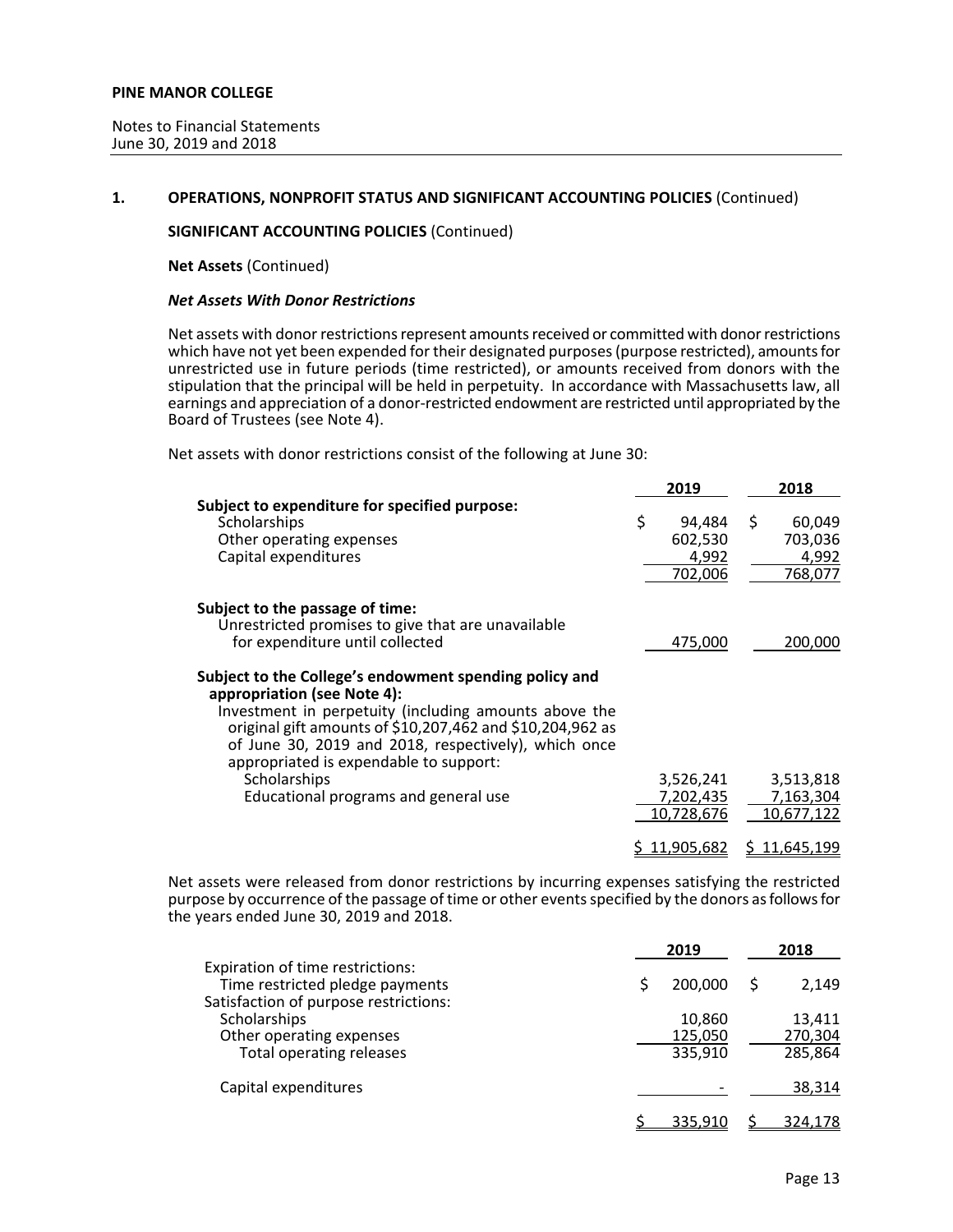**PINE MANOR COLLEGE**

Notes to Financial Statements
June 30, 2019 and 2018

## 1. OPERATIONS, NONPROFIT STATUS AND SIGNIFICANT ACCOUNTING POLICIES (Continued)

### SIGNIFICANT ACCOUNTING POLICIES (Continued)

**Net Assets** (Continued)

***Net Assets With Donor Restrictions***

Net assets with donor restrictions represent amounts received or committed with donor restrictions which have not yet been expended for their designated purposes (purpose restricted), amounts for unrestricted use in future periods (time restricted), or amounts received from donors with the stipulation that the principal will be held in perpetuity. In accordance with Massachusetts law, all earnings and appreciation of a donor-restricted endowment are restricted until appropriated by the Board of Trustees (see Note 4).

Net assets with donor restrictions consist of the following at June 30:

| | 2019 | 2018 |
|---|---|---|
| **Subject to expenditure for specified purpose:** | | |
| Scholarships | $ 94,484 | $ 60,049 |
| Other operating expenses | 602,530 | 703,036 |
| Capital expenditures | 4,992 | 4,992 |
| | 702,006 | 768,077 |
| **Subject to the passage of time:** | | |
| Unrestricted promises to give that are unavailable for expenditure until collected | 475,000 | 200,000 |
| **Subject to the College's endowment spending policy and appropriation (see Note 4):** | | |
| Investment in perpetuity (including amounts above the original gift amounts of $10,207,462 and $10,204,962 as of June 30, 2019 and 2018, respectively), which once appropriated is expendable to support: | | |
| Scholarships | 3,526,241 | 3,513,818 |
| Educational programs and general use | 7,202,435 | 7,163,304 |
| | 10,728,676 | 10,677,122 |
| | $ 11,905,682 | $ 11,645,199 |

Net assets were released from donor restrictions by incurring expenses satisfying the restricted purpose by occurrence of the passage of time or other events specified by the donors as follows for the years ended June 30, 2019 and 2018.

| | 2019 | 2018 |
|---|---|---|
| Expiration of time restrictions: | | |
| Time restricted pledge payments | $ 200,000 | $ 2,149 |
| Satisfaction of purpose restrictions: | | |
| Scholarships | 10,860 | 13,411 |
| Other operating expenses | 125,050 | 270,304 |
| Total operating releases | 335,910 | 285,864 |
| Capital expenditures | - | 38,314 |
| | $ 335,910 | $ 324,178 |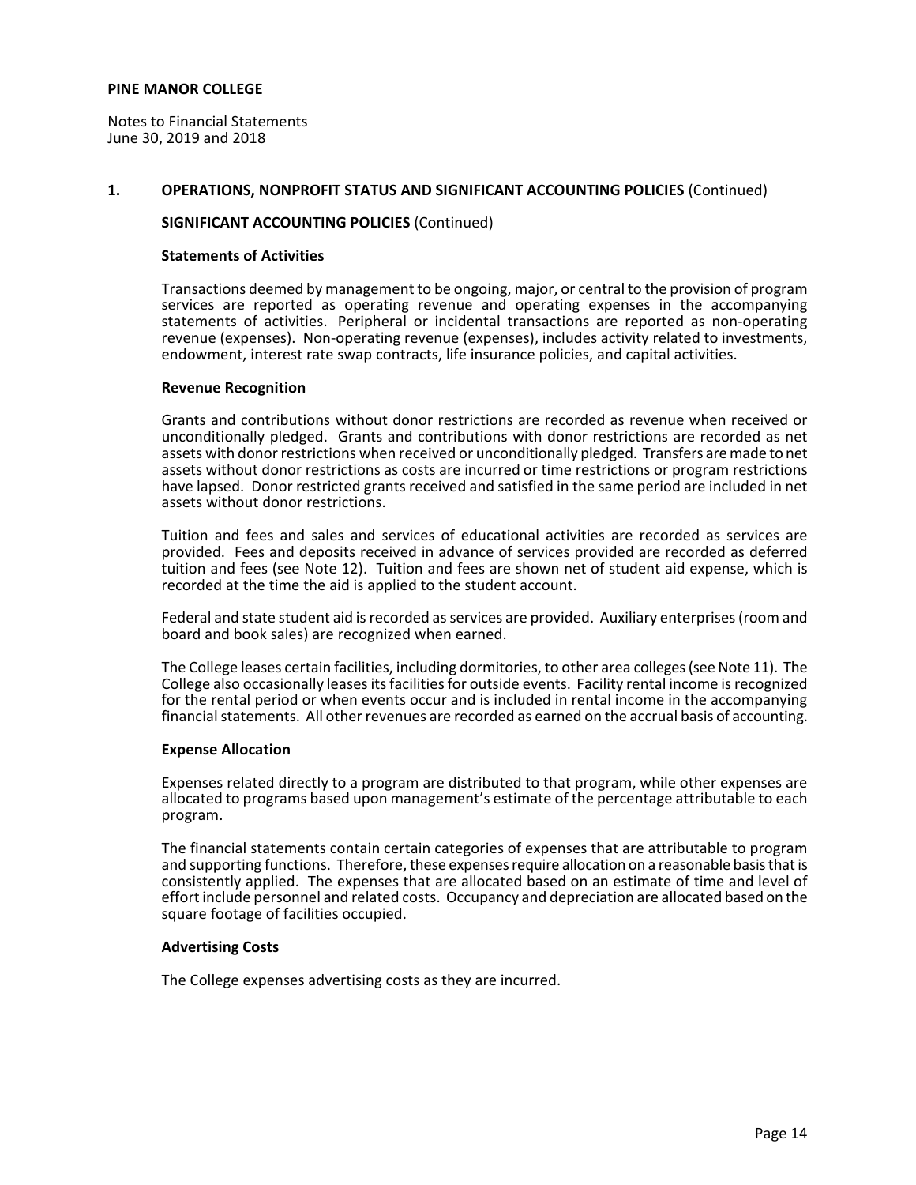**1. OPERATIONS, NONPROFIT STATUS AND SIGNIFICANT ACCOUNTING POLICIES** (Continued)

**SIGNIFICANT ACCOUNTING POLICIES** (Continued)

**Statements of Activities**

Transactions deemed by management to be ongoing, major, or central to the provision of program services are reported as operating revenue and operating expenses in the accompanying statements of activities. Peripheral or incidental transactions are reported as non-operating revenue (expenses). Non-operating revenue (expenses), includes activity related to investments, endowment, interest rate swap contracts, life insurance policies, and capital activities.

**Revenue Recognition**

Grants and contributions without donor restrictions are recorded as revenue when received or unconditionally pledged. Grants and contributions with donor restrictions are recorded as net assets with donor restrictions when received or unconditionally pledged. Transfers are made to net assets without donor restrictions as costs are incurred or time restrictions or program restrictions have lapsed. Donor restricted grants received and satisfied in the same period are included in net assets without donor restrictions.

Tuition and fees and sales and services of educational activities are recorded as services are provided. Fees and deposits received in advance of services provided are recorded as deferred tuition and fees (see Note 12). Tuition and fees are shown net of student aid expense, which is recorded at the time the aid is applied to the student account.

Federal and state student aid is recorded as services are provided. Auxiliary enterprises (room and board and book sales) are recognized when earned.

The College leases certain facilities, including dormitories, to other area colleges (see Note 11). The College also occasionally leases its facilities for outside events. Facility rental income is recognized for the rental period or when events occur and is included in rental income in the accompanying financial statements. All other revenues are recorded as earned on the accrual basis of accounting.

**Expense Allocation**

Expenses related directly to a program are distributed to that program, while other expenses are allocated to programs based upon management's estimate of the percentage attributable to each program.

The financial statements contain certain categories of expenses that are attributable to program and supporting functions. Therefore, these expenses require allocation on a reasonable basis that is consistently applied. The expenses that are allocated based on an estimate of time and level of effort include personnel and related costs. Occupancy and depreciation are allocated based on the square footage of facilities occupied.

**Advertising Costs**

The College expenses advertising costs as they are incurred.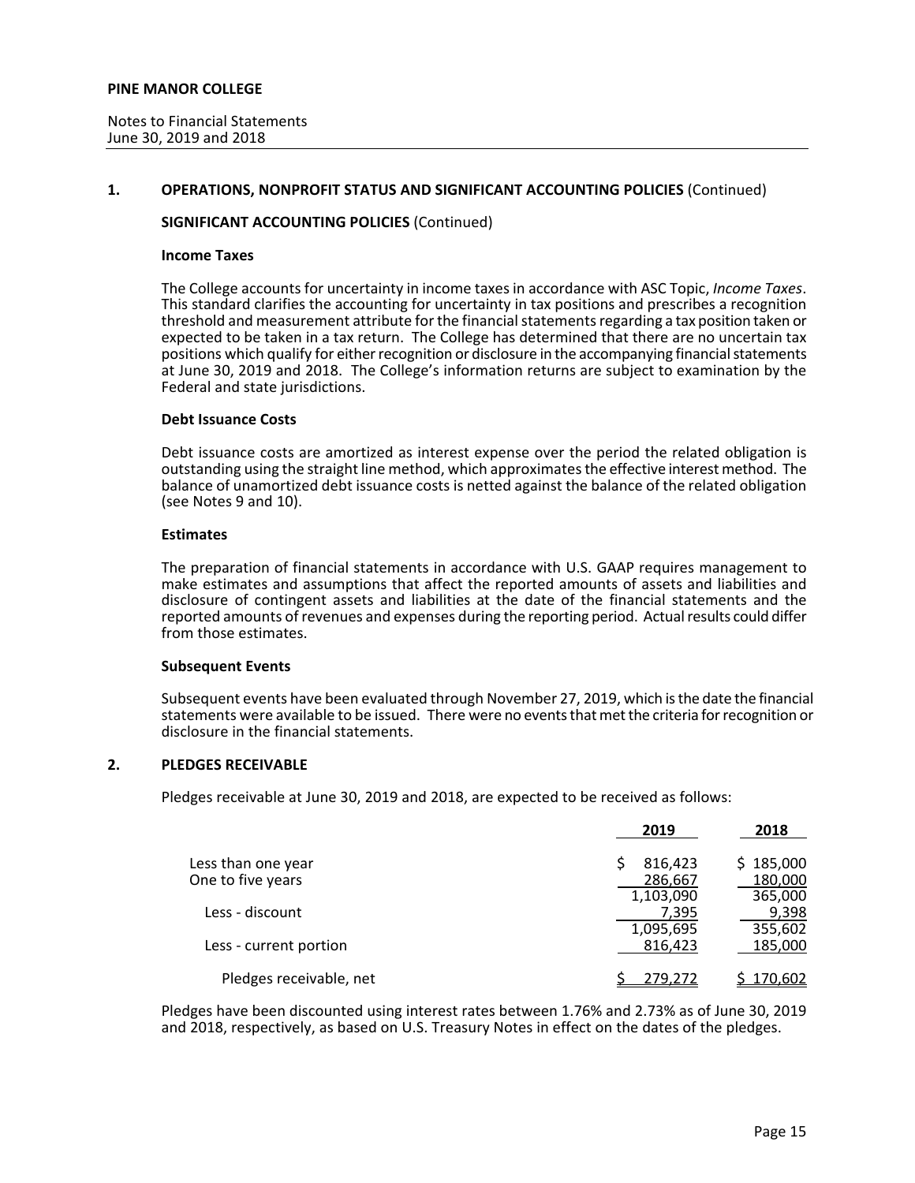**PINE MANOR COLLEGE**

Notes to Financial Statements
June 30, 2019 and 2018

## 1. OPERATIONS, NONPROFIT STATUS AND SIGNIFICANT ACCOUNTING POLICIES (Continued)

### SIGNIFICANT ACCOUNTING POLICIES (Continued)

#### Income Taxes

The College accounts for uncertainty in income taxes in accordance with ASC Topic, *Income Taxes*. This standard clarifies the accounting for uncertainty in tax positions and prescribes a recognition threshold and measurement attribute for the financial statements regarding a tax position taken or expected to be taken in a tax return. The College has determined that there are no uncertain tax positions which qualify for either recognition or disclosure in the accompanying financial statements at June 30, 2019 and 2018. The College's information returns are subject to examination by the Federal and state jurisdictions.

#### Debt Issuance Costs

Debt issuance costs are amortized as interest expense over the period the related obligation is outstanding using the straight line method, which approximates the effective interest method. The balance of unamortized debt issuance costs is netted against the balance of the related obligation (see Notes 9 and 10).

#### Estimates

The preparation of financial statements in accordance with U.S. GAAP requires management to make estimates and assumptions that affect the reported amounts of assets and liabilities and disclosure of contingent assets and liabilities at the date of the financial statements and the reported amounts of revenues and expenses during the reporting period. Actual results could differ from those estimates.

#### Subsequent Events

Subsequent events have been evaluated through November 27, 2019, which is the date the financial statements were available to be issued. There were no events that met the criteria for recognition or disclosure in the financial statements.

## 2. PLEDGES RECEIVABLE

Pledges receivable at June 30, 2019 and 2018, are expected to be received as follows:

| | 2019 | 2018 |
|---|---|---|
| Less than one year | $ 816,423 | $ 185,000 |
| One to five years | 286,667 | 180,000 |
| | 1,103,090 | 365,000 |
| Less - discount | 7,395 | 9,398 |
| | 1,095,695 | 355,602 |
| Less - current portion | 816,423 | 185,000 |
| Pledges receivable, net | $ 279,272 | $ 170,602 |

Pledges have been discounted using interest rates between 1.76% and 2.73% as of June 30, 2019 and 2018, respectively, as based on U.S. Treasury Notes in effect on the dates of the pledges.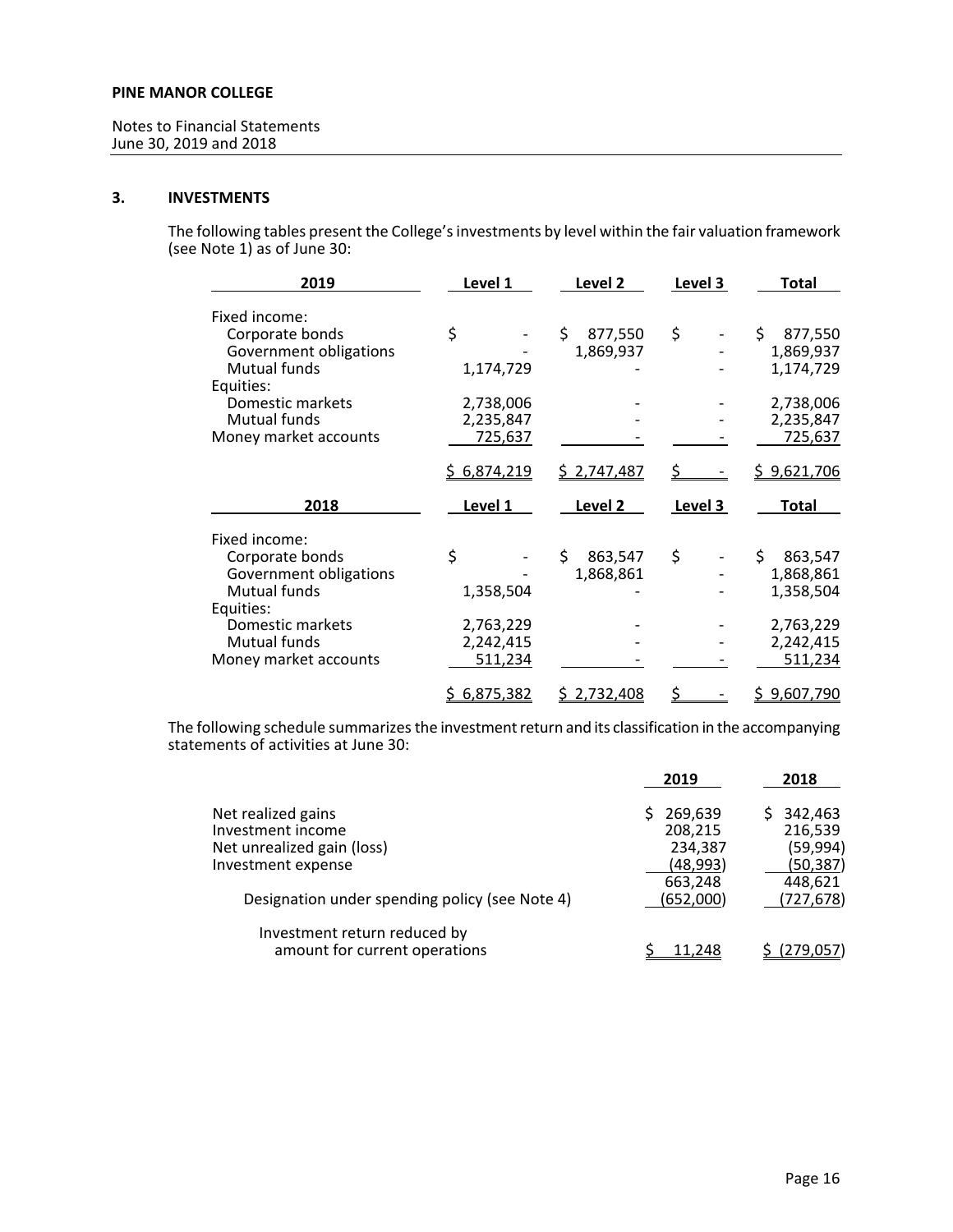**PINE MANOR COLLEGE**

Notes to Financial Statements
June 30, 2019 and 2018

### 3. INVESTMENTS

The following tables present the College's investments by level within the fair valuation framework (see Note 1) as of June 30:

| 2019 | Level 1 | Level 2 | Level 3 | Total |
|---|---|---|---|---|
| Fixed income: | | | | |
| Corporate bonds | $ - | $ 877,550 | $ - | $ 877,550 |
| Government obligations | - | 1,869,937 | - | 1,869,937 |
| Mutual funds | 1,174,729 | - | - | 1,174,729 |
| Equities: | | | | |
| Domestic markets | 2,738,006 | - | - | 2,738,006 |
| Mutual funds | 2,235,847 | - | - | 2,235,847 |
| Money market accounts | 725,637 | - | - | 725,637 |
| | $ 6,874,219 | $ 2,747,487 | $ - | $ 9,621,706 |

| 2018 | Level 1 | Level 2 | Level 3 | Total |
|---|---|---|---|---|
| Fixed income: | | | | |
| Corporate bonds | $ - | $ 863,547 | $ - | $ 863,547 |
| Government obligations | - | 1,868,861 | - | 1,868,861 |
| Mutual funds | 1,358,504 | - | - | 1,358,504 |
| Equities: | | | | |
| Domestic markets | 2,763,229 | - | - | 2,763,229 |
| Mutual funds | 2,242,415 | - | - | 2,242,415 |
| Money market accounts | 511,234 | - | - | 511,234 |
| | $ 6,875,382 | $ 2,732,408 | $ - | $ 9,607,790 |

The following schedule summarizes the investment return and its classification in the accompanying statements of activities at June 30:

| | 2019 | 2018 |
|---|---|---|
| Net realized gains | $ 269,639 | $ 342,463 |
| Investment income | 208,215 | 216,539 |
| Net unrealized gain (loss) | 234,387 | (59,994) |
| Investment expense | (48,993) | (50,387) |
| | 663,248 | 448,621 |
| Designation under spending policy (see Note 4) | (652,000) | (727,678) |
| Investment return reduced by amount for current operations | $ 11,248 | $ (279,057) |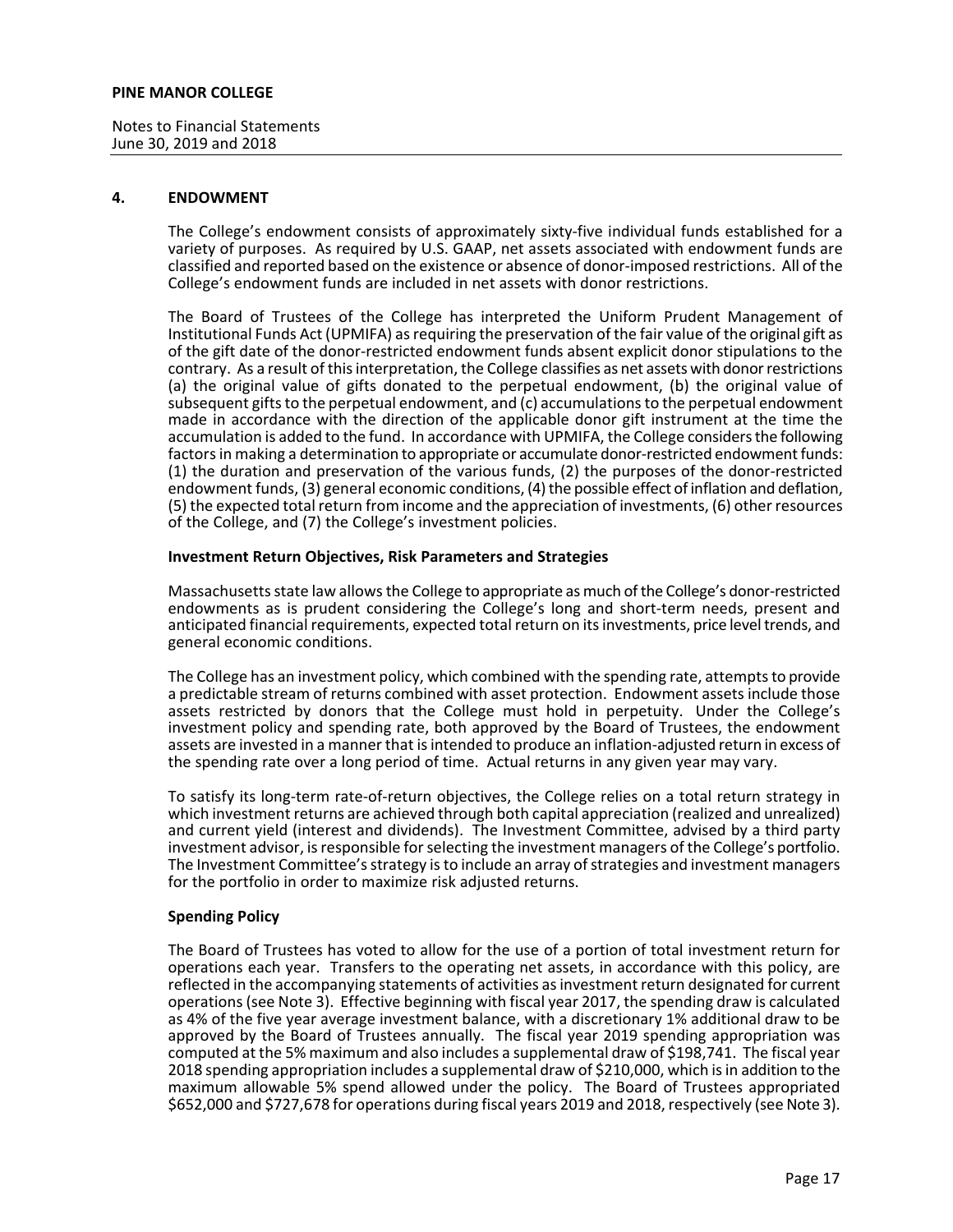**PINE MANOR COLLEGE**

Notes to Financial Statements
June 30, 2019 and 2018

## 4. ENDOWMENT

The College's endowment consists of approximately sixty-five individual funds established for a variety of purposes. As required by U.S. GAAP, net assets associated with endowment funds are classified and reported based on the existence or absence of donor-imposed restrictions. All of the College's endowment funds are included in net assets with donor restrictions.

The Board of Trustees of the College has interpreted the Uniform Prudent Management of Institutional Funds Act (UPMIFA) as requiring the preservation of the fair value of the original gift as of the gift date of the donor-restricted endowment funds absent explicit donor stipulations to the contrary. As a result of this interpretation, the College classifies as net assets with donor restrictions (a) the original value of gifts donated to the perpetual endowment, (b) the original value of subsequent gifts to the perpetual endowment, and (c) accumulations to the perpetual endowment made in accordance with the direction of the applicable donor gift instrument at the time the accumulation is added to the fund. In accordance with UPMIFA, the College considers the following factors in making a determination to appropriate or accumulate donor-restricted endowment funds: (1) the duration and preservation of the various funds, (2) the purposes of the donor-restricted endowment funds, (3) general economic conditions, (4) the possible effect of inflation and deflation, (5) the expected total return from income and the appreciation of investments, (6) other resources of the College, and (7) the College's investment policies.

### Investment Return Objectives, Risk Parameters and Strategies

Massachusetts state law allows the College to appropriate as much of the College's donor-restricted endowments as is prudent considering the College's long and short-term needs, present and anticipated financial requirements, expected total return on its investments, price level trends, and general economic conditions.

The College has an investment policy, which combined with the spending rate, attempts to provide a predictable stream of returns combined with asset protection. Endowment assets include those assets restricted by donors that the College must hold in perpetuity. Under the College's investment policy and spending rate, both approved by the Board of Trustees, the endowment assets are invested in a manner that is intended to produce an inflation-adjusted return in excess of the spending rate over a long period of time. Actual returns in any given year may vary.

To satisfy its long-term rate-of-return objectives, the College relies on a total return strategy in which investment returns are achieved through both capital appreciation (realized and unrealized) and current yield (interest and dividends). The Investment Committee, advised by a third party investment advisor, is responsible for selecting the investment managers of the College's portfolio. The Investment Committee's strategy is to include an array of strategies and investment managers for the portfolio in order to maximize risk adjusted returns.

### Spending Policy

The Board of Trustees has voted to allow for the use of a portion of total investment return for operations each year. Transfers to the operating net assets, in accordance with this policy, are reflected in the accompanying statements of activities as investment return designated for current operations (see Note 3). Effective beginning with fiscal year 2017, the spending draw is calculated as 4% of the five year average investment balance, with a discretionary 1% additional draw to be approved by the Board of Trustees annually. The fiscal year 2019 spending appropriation was computed at the 5% maximum and also includes a supplemental draw of $198,741. The fiscal year 2018 spending appropriation includes a supplemental draw of $210,000, which is in addition to the maximum allowable 5% spend allowed under the policy. The Board of Trustees appropriated $652,000 and $727,678 for operations during fiscal years 2019 and 2018, respectively (see Note 3).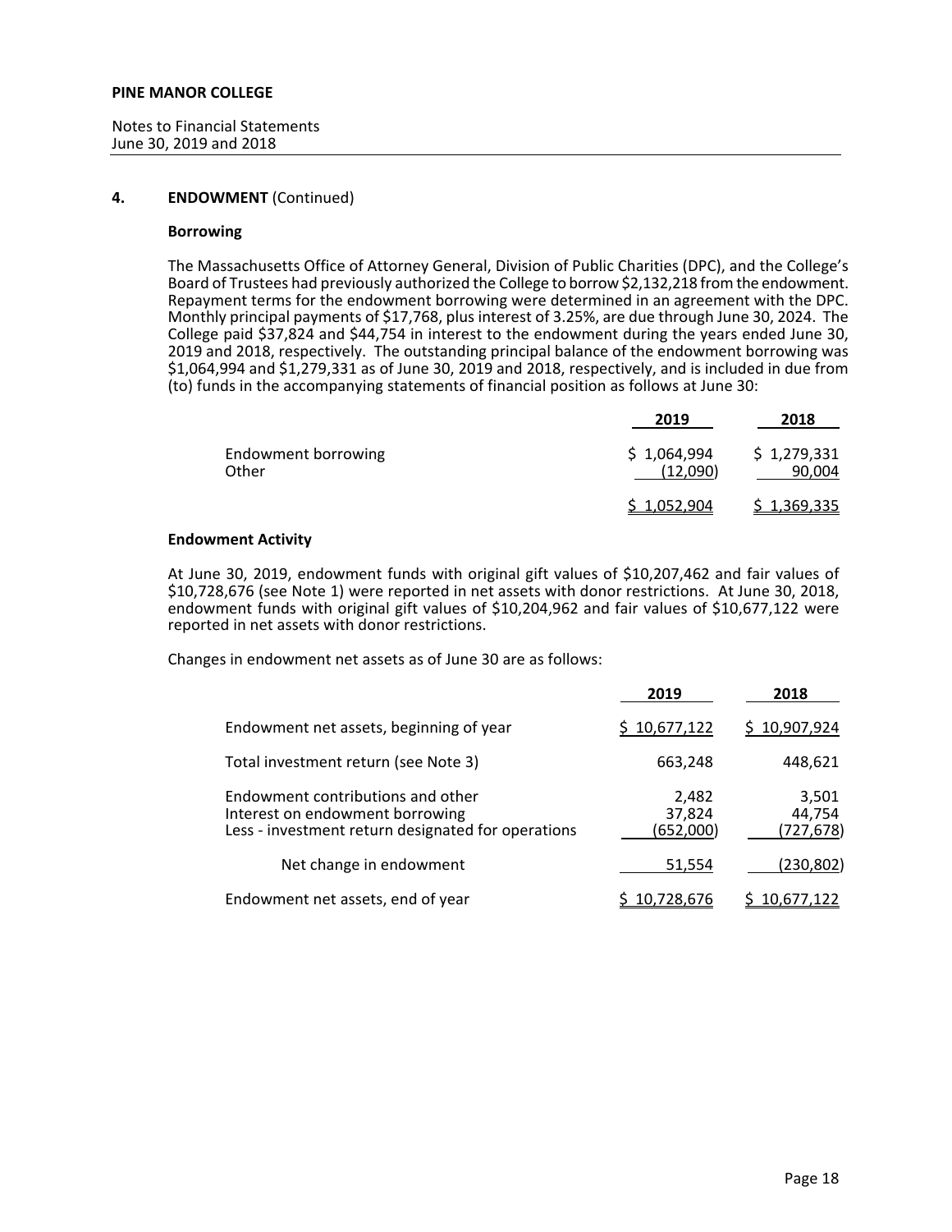## 4. ENDOWMENT (Continued)

### Borrowing

The Massachusetts Office of Attorney General, Division of Public Charities (DPC), and the College's Board of Trustees had previously authorized the College to borrow $2,132,218 from the endowment. Repayment terms for the endowment borrowing were determined in an agreement with the DPC. Monthly principal payments of $17,768, plus interest of 3.25%, are due through June 30, 2024. The College paid $37,824 and $44,754 in interest to the endowment during the years ended June 30, 2019 and 2018, respectively. The outstanding principal balance of the endowment borrowing was $1,064,994 and $1,279,331 as of June 30, 2019 and 2018, respectively, and is included in due from (to) funds in the accompanying statements of financial position as follows at June 30:

| | 2019 | 2018 |
|---|---|---|
| Endowment borrowing | $ 1,064,994 | $ 1,279,331 |
| Other | (12,090) | 90,004 |
| | $ 1,052,904 | $ 1,369,335 |

### Endowment Activity

At June 30, 2019, endowment funds with original gift values of $10,207,462 and fair values of $10,728,676 (see Note 1) were reported in net assets with donor restrictions. At June 30, 2018, endowment funds with original gift values of $10,204,962 and fair values of $10,677,122 were reported in net assets with donor restrictions.

Changes in endowment net assets as of June 30 are as follows:

| | 2019 | 2018 |
|---|---|---|
| Endowment net assets, beginning of year | $ 10,677,122 | $ 10,907,924 |
| Total investment return (see Note 3) | 663,248 | 448,621 |
| Endowment contributions and other | 2,482 | 3,501 |
| Interest on endowment borrowing | 37,824 | 44,754 |
| Less - investment return designated for operations | (652,000) | (727,678) |
| Net change in endowment | 51,554 | (230,802) |
| Endowment net assets, end of year | $ 10,728,676 | $ 10,677,122 |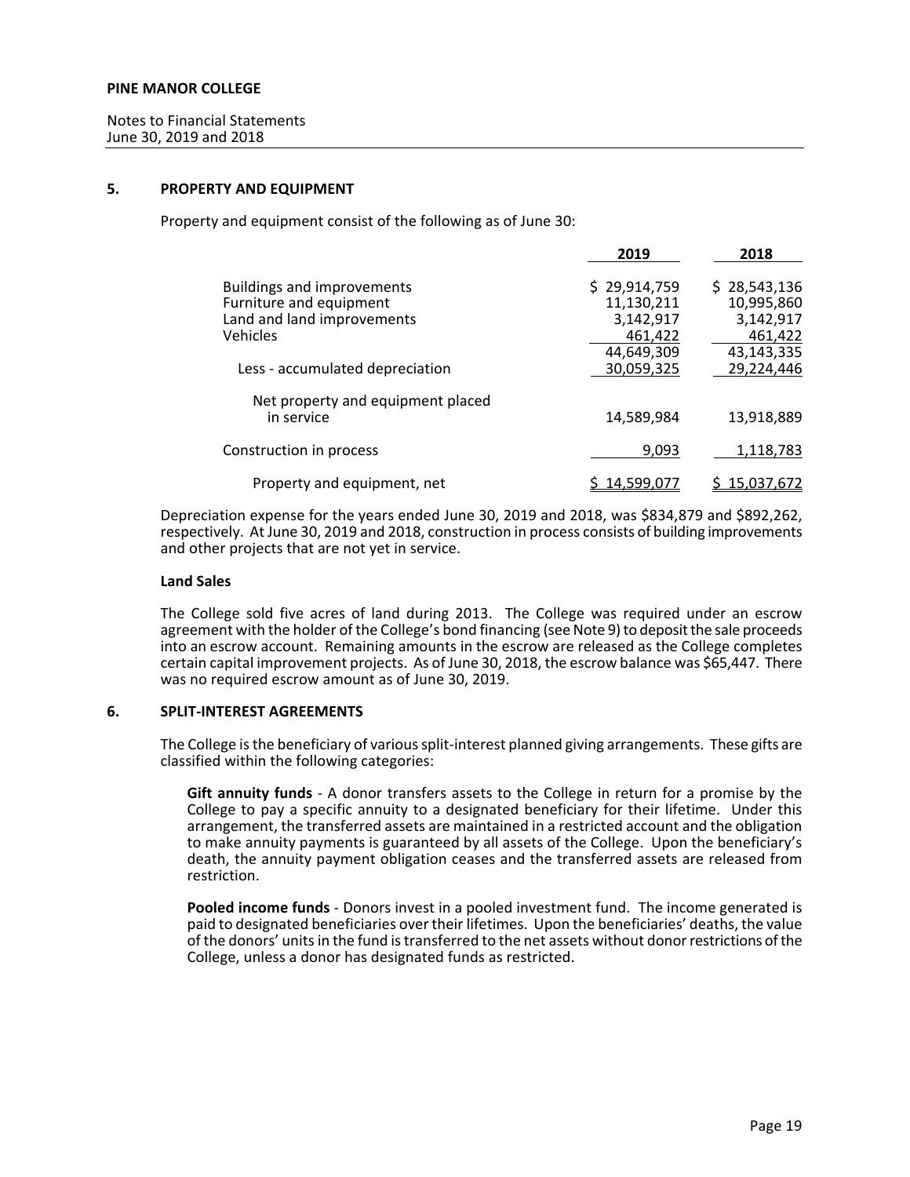**PINE MANOR COLLEGE**

Notes to Financial Statements
June 30, 2019 and 2018

## 5. PROPERTY AND EQUIPMENT

Property and equipment consist of the following as of June 30:

| | 2019 | 2018 |
|---|---|---|
| Buildings and improvements | $ 29,914,759 | $ 28,543,136 |
| Furniture and equipment | 11,130,211 | 10,995,860 |
| Land and land improvements | 3,142,917 | 3,142,917 |
| Vehicles | 461,422 | 461,422 |
| | 44,649,309 | 43,143,335 |
| Less - accumulated depreciation | 30,059,325 | 29,224,446 |
| Net property and equipment placed in service | 14,589,984 | 13,918,889 |
| Construction in process | 9,093 | 1,118,783 |
| Property and equipment, net | $ 14,599,077 | $ 15,037,672 |

Depreciation expense for the years ended June 30, 2019 and 2018, was $834,879 and $892,262, respectively. At June 30, 2019 and 2018, construction in process consists of building improvements and other projects that are not yet in service.

**Land Sales**

The College sold five acres of land during 2013. The College was required under an escrow agreement with the holder of the College's bond financing (see Note 9) to deposit the sale proceeds into an escrow account. Remaining amounts in the escrow are released as the College completes certain capital improvement projects. As of June 30, 2018, the escrow balance was $65,447. There was no required escrow amount as of June 30, 2019.

## 6. SPLIT-INTEREST AGREEMENTS

The College is the beneficiary of various split-interest planned giving arrangements. These gifts are classified within the following categories:

**Gift annuity funds** - A donor transfers assets to the College in return for a promise by the College to pay a specific annuity to a designated beneficiary for their lifetime. Under this arrangement, the transferred assets are maintained in a restricted account and the obligation to make annuity payments is guaranteed by all assets of the College. Upon the beneficiary's death, the annuity payment obligation ceases and the transferred assets are released from restriction.

**Pooled income funds** - Donors invest in a pooled investment fund. The income generated is paid to designated beneficiaries over their lifetimes. Upon the beneficiaries' deaths, the value of the donors' units in the fund is transferred to the net assets without donor restrictions of the College, unless a donor has designated funds as restricted.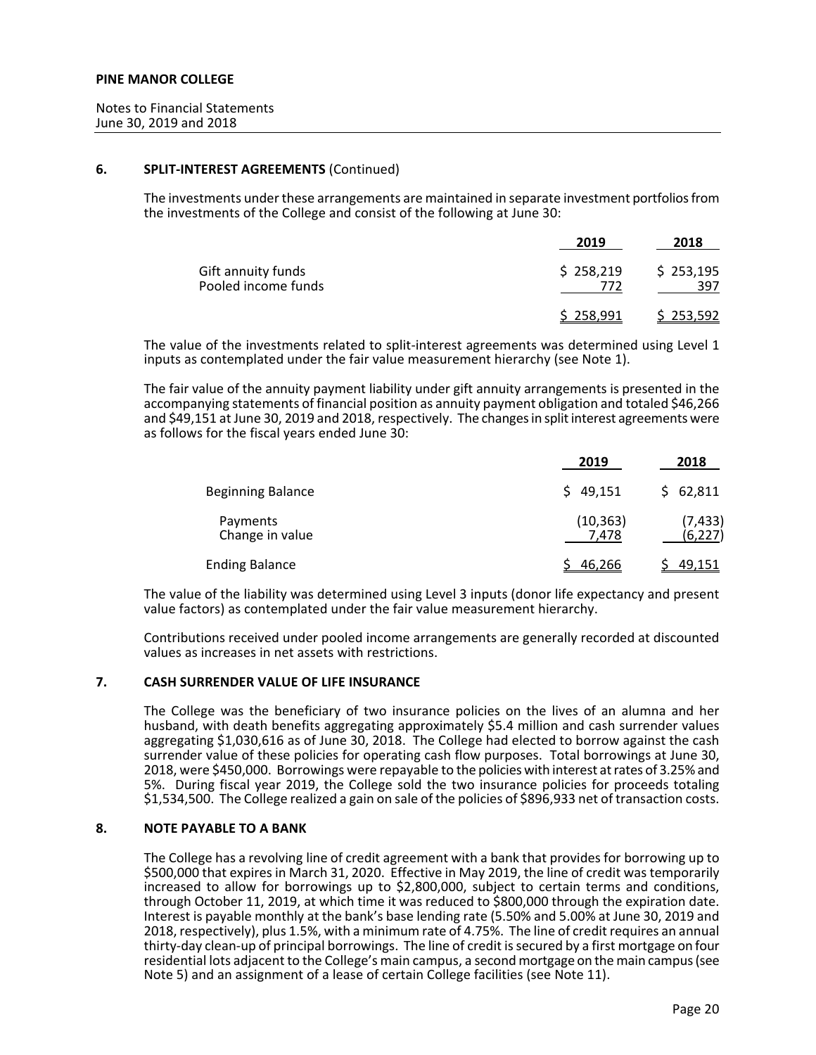PINE MANOR COLLEGE

Notes to Financial Statements
June 30, 2019 and 2018

## 6. SPLIT-INTEREST AGREEMENTS (Continued)

The investments under these arrangements are maintained in separate investment portfolios from the investments of the College and consist of the following at June 30:

| | 2019 | 2018 |
|---|---|---|
| Gift annuity funds | $ 258,219 | $ 253,195 |
| Pooled income funds | 772 | 397 |
| | $ 258,991 | $ 253,592 |

The value of the investments related to split-interest agreements was determined using Level 1 inputs as contemplated under the fair value measurement hierarchy (see Note 1).

The fair value of the annuity payment liability under gift annuity arrangements is presented in the accompanying statements of financial position as annuity payment obligation and totaled $46,266 and $49,151 at June 30, 2019 and 2018, respectively. The changes in split interest agreements were as follows for the fiscal years ended June 30:

| | 2019 | 2018 |
|---|---|---|
| Beginning Balance | $ 49,151 | $ 62,811 |
| Payments | (10,363) | (7,433) |
| Change in value | 7,478 | (6,227) |
| Ending Balance | $ 46,266 | $ 49,151 |

The value of the liability was determined using Level 3 inputs (donor life expectancy and present value factors) as contemplated under the fair value measurement hierarchy.

Contributions received under pooled income arrangements are generally recorded at discounted values as increases in net assets with restrictions.

## 7. CASH SURRENDER VALUE OF LIFE INSURANCE

The College was the beneficiary of two insurance policies on the lives of an alumna and her husband, with death benefits aggregating approximately $5.4 million and cash surrender values aggregating $1,030,616 as of June 30, 2018. The College had elected to borrow against the cash surrender value of these policies for operating cash flow purposes. Total borrowings at June 30, 2018, were $450,000. Borrowings were repayable to the policies with interest at rates of 3.25% and 5%. During fiscal year 2019, the College sold the two insurance policies for proceeds totaling $1,534,500. The College realized a gain on sale of the policies of $896,933 net of transaction costs.

## 8. NOTE PAYABLE TO A BANK

The College has a revolving line of credit agreement with a bank that provides for borrowing up to $500,000 that expires in March 31, 2020. Effective in May 2019, the line of credit was temporarily increased to allow for borrowings up to $2,800,000, subject to certain terms and conditions, through October 11, 2019, at which time it was reduced to $800,000 through the expiration date. Interest is payable monthly at the bank's base lending rate (5.50% and 5.00% at June 30, 2019 and 2018, respectively), plus 1.5%, with a minimum rate of 4.75%. The line of credit requires an annual thirty-day clean-up of principal borrowings. The line of credit is secured by a first mortgage on four residential lots adjacent to the College's main campus, a second mortgage on the main campus (see Note 5) and an assignment of a lease of certain College facilities (see Note 11).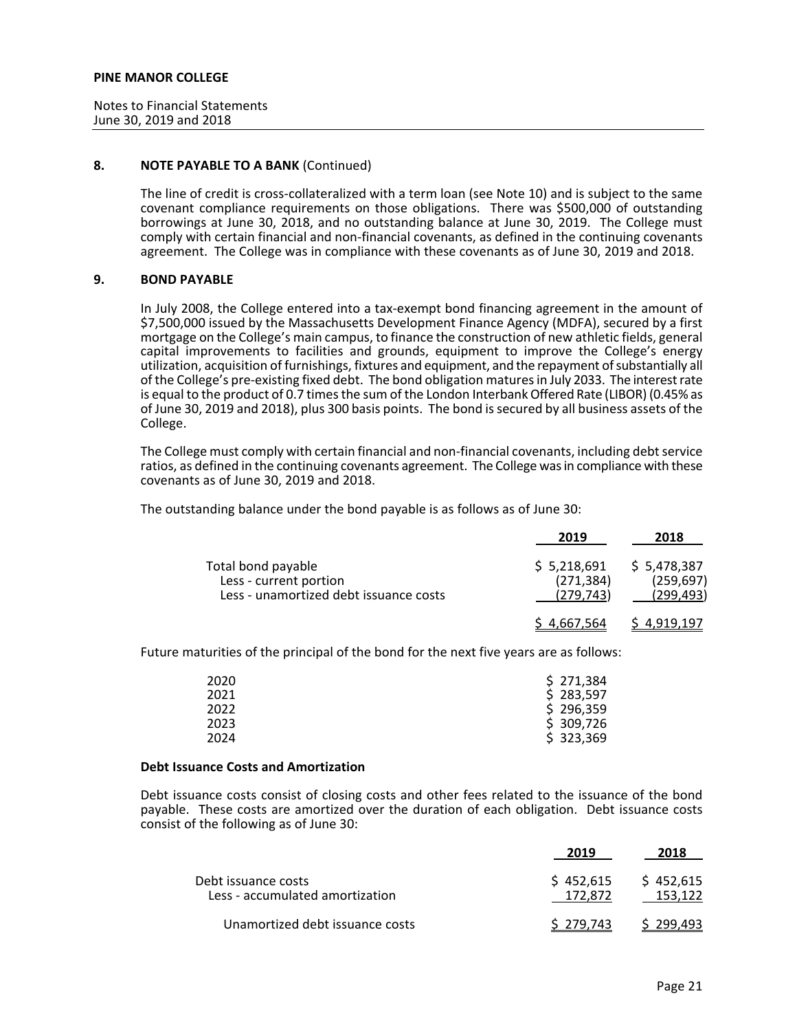**PINE MANOR COLLEGE**

Notes to Financial Statements
June 30, 2019 and 2018

## 8. NOTE PAYABLE TO A BANK (Continued)

The line of credit is cross-collateralized with a term loan (see Note 10) and is subject to the same covenant compliance requirements on those obligations. There was $500,000 of outstanding borrowings at June 30, 2018, and no outstanding balance at June 30, 2019. The College must comply with certain financial and non-financial covenants, as defined in the continuing covenants agreement. The College was in compliance with these covenants as of June 30, 2019 and 2018.

## 9. BOND PAYABLE

In July 2008, the College entered into a tax-exempt bond financing agreement in the amount of $7,500,000 issued by the Massachusetts Development Finance Agency (MDFA), secured by a first mortgage on the College's main campus, to finance the construction of new athletic fields, general capital improvements to facilities and grounds, equipment to improve the College's energy utilization, acquisition of furnishings, fixtures and equipment, and the repayment of substantially all of the College's pre-existing fixed debt. The bond obligation matures in July 2033. The interest rate is equal to the product of 0.7 times the sum of the London Interbank Offered Rate (LIBOR) (0.45% as of June 30, 2019 and 2018), plus 300 basis points. The bond is secured by all business assets of the College.

The College must comply with certain financial and non-financial covenants, including debt service ratios, as defined in the continuing covenants agreement. The College was in compliance with these covenants as of June 30, 2019 and 2018.

The outstanding balance under the bond payable is as follows as of June 30:

| | 2019 | 2018 |
|---|---|---|
| Total bond payable | $ 5,218,691 | $ 5,478,387 |
| Less - current portion | (271,384) | (259,697) |
| Less - unamortized debt issuance costs | (279,743) | (299,493) |
| | $ 4,667,564 | $ 4,919,197 |

Future maturities of the principal of the bond for the next five years are as follows:

| | |
|---|---|
| 2020 | $ 271,384 |
| 2021 | $ 283,597 |
| 2022 | $ 296,359 |
| 2023 | $ 309,726 |
| 2024 | $ 323,369 |

### Debt Issuance Costs and Amortization

Debt issuance costs consist of closing costs and other fees related to the issuance of the bond payable. These costs are amortized over the duration of each obligation. Debt issuance costs consist of the following as of June 30:

| | 2019 | 2018 |
|---|---|---|
| Debt issuance costs | $ 452,615 | $ 452,615 |
| Less - accumulated amortization | 172,872 | 153,122 |
| Unamortized debt issuance costs | $ 279,743 | $ 299,493 |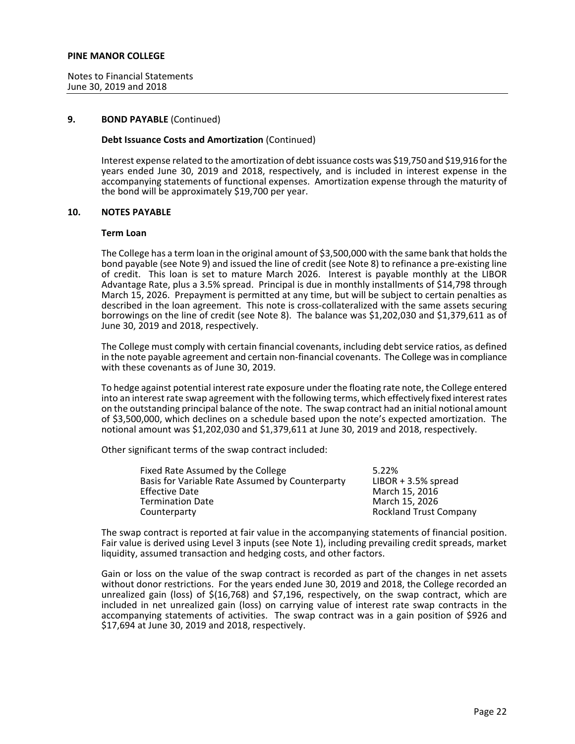## 9. BOND PAYABLE (Continued)

### Debt Issuance Costs and Amortization (Continued)

Interest expense related to the amortization of debt issuance costs was $19,750 and $19,916 for the years ended June 30, 2019 and 2018, respectively, and is included in interest expense in the accompanying statements of functional expenses. Amortization expense through the maturity of the bond will be approximately $19,700 per year.

## 10. NOTES PAYABLE

### Term Loan

The College has a term loan in the original amount of $3,500,000 with the same bank that holds the bond payable (see Note 9) and issued the line of credit (see Note 8) to refinance a pre-existing line of credit. This loan is set to mature March 2026. Interest is payable monthly at the LIBOR Advantage Rate, plus a 3.5% spread. Principal is due in monthly installments of $14,798 through March 15, 2026. Prepayment is permitted at any time, but will be subject to certain penalties as described in the loan agreement. This note is cross-collateralized with the same assets securing borrowings on the line of credit (see Note 8). The balance was $1,202,030 and $1,379,611 as of June 30, 2019 and 2018, respectively.

The College must comply with certain financial covenants, including debt service ratios, as defined in the note payable agreement and certain non-financial covenants. The College was in compliance with these covenants as of June 30, 2019.

To hedge against potential interest rate exposure under the floating rate note, the College entered into an interest rate swap agreement with the following terms, which effectively fixed interest rates on the outstanding principal balance of the note. The swap contract had an initial notional amount of $3,500,000, which declines on a schedule based upon the note's expected amortization. The notional amount was $1,202,030 and $1,379,611 at June 30, 2019 and 2018, respectively.

Other significant terms of the swap contract included:

| | |
|---|---|
| Fixed Rate Assumed by the College | 5.22% |
| Basis for Variable Rate Assumed by Counterparty | LIBOR + 3.5% spread |
| Effective Date | March 15, 2016 |
| Termination Date | March 15, 2026 |
| Counterparty | Rockland Trust Company |

The swap contract is reported at fair value in the accompanying statements of financial position. Fair value is derived using Level 3 inputs (see Note 1), including prevailing credit spreads, market liquidity, assumed transaction and hedging costs, and other factors.

Gain or loss on the value of the swap contract is recorded as part of the changes in net assets without donor restrictions. For the years ended June 30, 2019 and 2018, the College recorded an unrealized gain (loss) of $(16,768) and $7,196, respectively, on the swap contract, which are included in net unrealized gain (loss) on carrying value of interest rate swap contracts in the accompanying statements of activities. The swap contract was in a gain position of $926 and $17,694 at June 30, 2019 and 2018, respectively.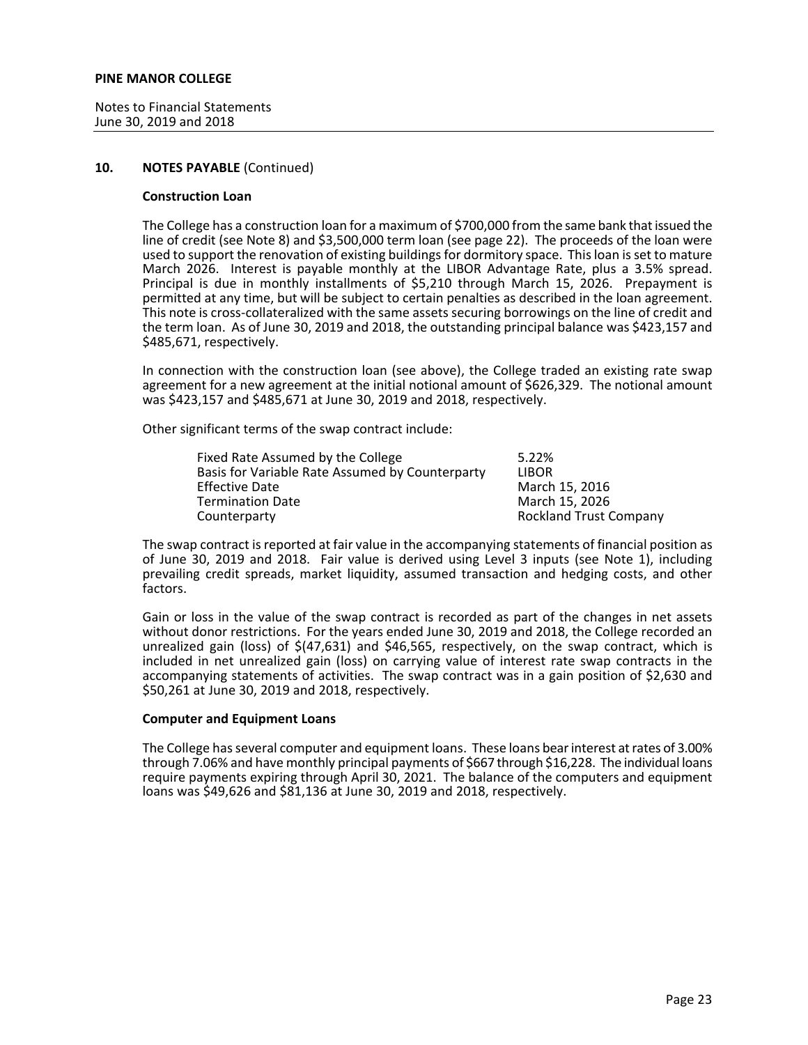## 10. NOTES PAYABLE (Continued)

### Construction Loan

The College has a construction loan for a maximum of $700,000 from the same bank that issued the line of credit (see Note 8) and $3,500,000 term loan (see page 22). The proceeds of the loan were used to support the renovation of existing buildings for dormitory space. This loan is set to mature March 2026. Interest is payable monthly at the LIBOR Advantage Rate, plus a 3.5% spread. Principal is due in monthly installments of $5,210 through March 15, 2026. Prepayment is permitted at any time, but will be subject to certain penalties as described in the loan agreement. This note is cross-collateralized with the same assets securing borrowings on the line of credit and the term loan. As of June 30, 2019 and 2018, the outstanding principal balance was $423,157 and $485,671, respectively.

In connection with the construction loan (see above), the College traded an existing rate swap agreement for a new agreement at the initial notional amount of $626,329. The notional amount was $423,157 and $485,671 at June 30, 2019 and 2018, respectively.

Other significant terms of the swap contract include:

| | |
|---|---|
| Fixed Rate Assumed by the College | 5.22% |
| Basis for Variable Rate Assumed by Counterparty | LIBOR |
| Effective Date | March 15, 2016 |
| Termination Date | March 15, 2026 |
| Counterparty | Rockland Trust Company |

The swap contract is reported at fair value in the accompanying statements of financial position as of June 30, 2019 and 2018. Fair value is derived using Level 3 inputs (see Note 1), including prevailing credit spreads, market liquidity, assumed transaction and hedging costs, and other factors.

Gain or loss in the value of the swap contract is recorded as part of the changes in net assets without donor restrictions. For the years ended June 30, 2019 and 2018, the College recorded an unrealized gain (loss) of $(47,631) and $46,565, respectively, on the swap contract, which is included in net unrealized gain (loss) on carrying value of interest rate swap contracts in the accompanying statements of activities. The swap contract was in a gain position of $2,630 and $50,261 at June 30, 2019 and 2018, respectively.

### Computer and Equipment Loans

The College has several computer and equipment loans. These loans bear interest at rates of 3.00% through 7.06% and have monthly principal payments of $667 through $16,228. The individual loans require payments expiring through April 30, 2021. The balance of the computers and equipment loans was $49,626 and $81,136 at June 30, 2019 and 2018, respectively.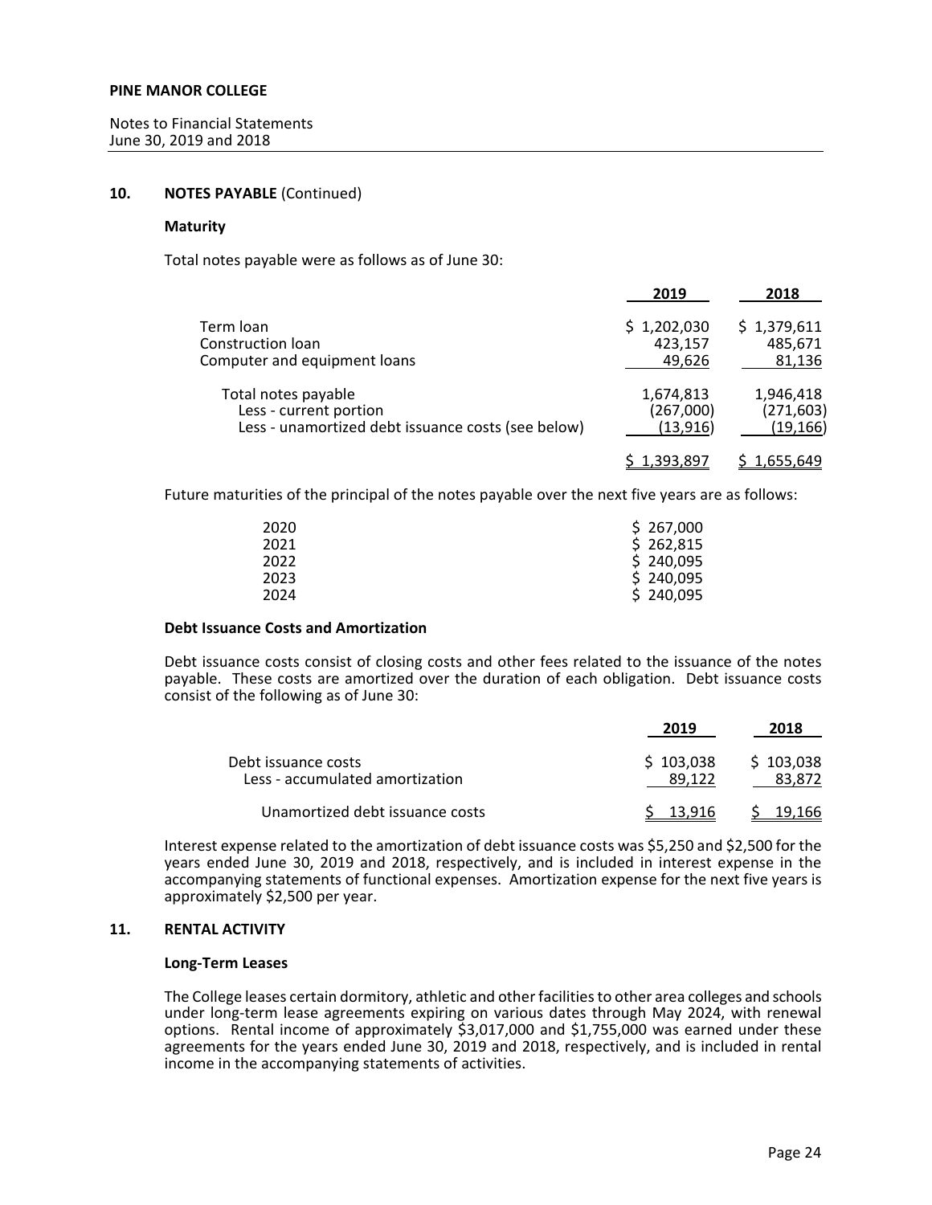**PINE MANOR COLLEGE**

Notes to Financial Statements
June 30, 2019 and 2018

## 10. NOTES PAYABLE (Continued)

### Maturity

Total notes payable were as follows as of June 30:

| | 2019 | 2018 |
|---|---|---|
| Term loan | $ 1,202,030 | $ 1,379,611 |
| Construction loan | 423,157 | 485,671 |
| Computer and equipment loans | 49,626 | 81,136 |
| Total notes payable | 1,674,813 | 1,946,418 |
| Less - current portion | (267,000) | (271,603) |
| Less - unamortized debt issuance costs (see below) | (13,916) | (19,166) |
| | $ 1,393,897 | $ 1,655,649 |

Future maturities of the principal of the notes payable over the next five years are as follows:

| | |
|---|---|
| 2020 | $ 267,000 |
| 2021 | $ 262,815 |
| 2022 | $ 240,095 |
| 2023 | $ 240,095 |
| 2024 | $ 240,095 |

### Debt Issuance Costs and Amortization

Debt issuance costs consist of closing costs and other fees related to the issuance of the notes payable. These costs are amortized over the duration of each obligation. Debt issuance costs consist of the following as of June 30:

| | 2019 | 2018 |
|---|---|---|
| Debt issuance costs | $ 103,038 | $ 103,038 |
| Less - accumulated amortization | 89,122 | 83,872 |
| Unamortized debt issuance costs | $ 13,916 | $ 19,166 |

Interest expense related to the amortization of debt issuance costs was $5,250 and $2,500 for the years ended June 30, 2019 and 2018, respectively, and is included in interest expense in the accompanying statements of functional expenses. Amortization expense for the next five years is approximately $2,500 per year.

## 11. RENTAL ACTIVITY

### Long-Term Leases

The College leases certain dormitory, athletic and other facilities to other area colleges and schools under long-term lease agreements expiring on various dates through May 2024, with renewal options. Rental income of approximately $3,017,000 and $1,755,000 was earned under these agreements for the years ended June 30, 2019 and 2018, respectively, and is included in rental income in the accompanying statements of activities.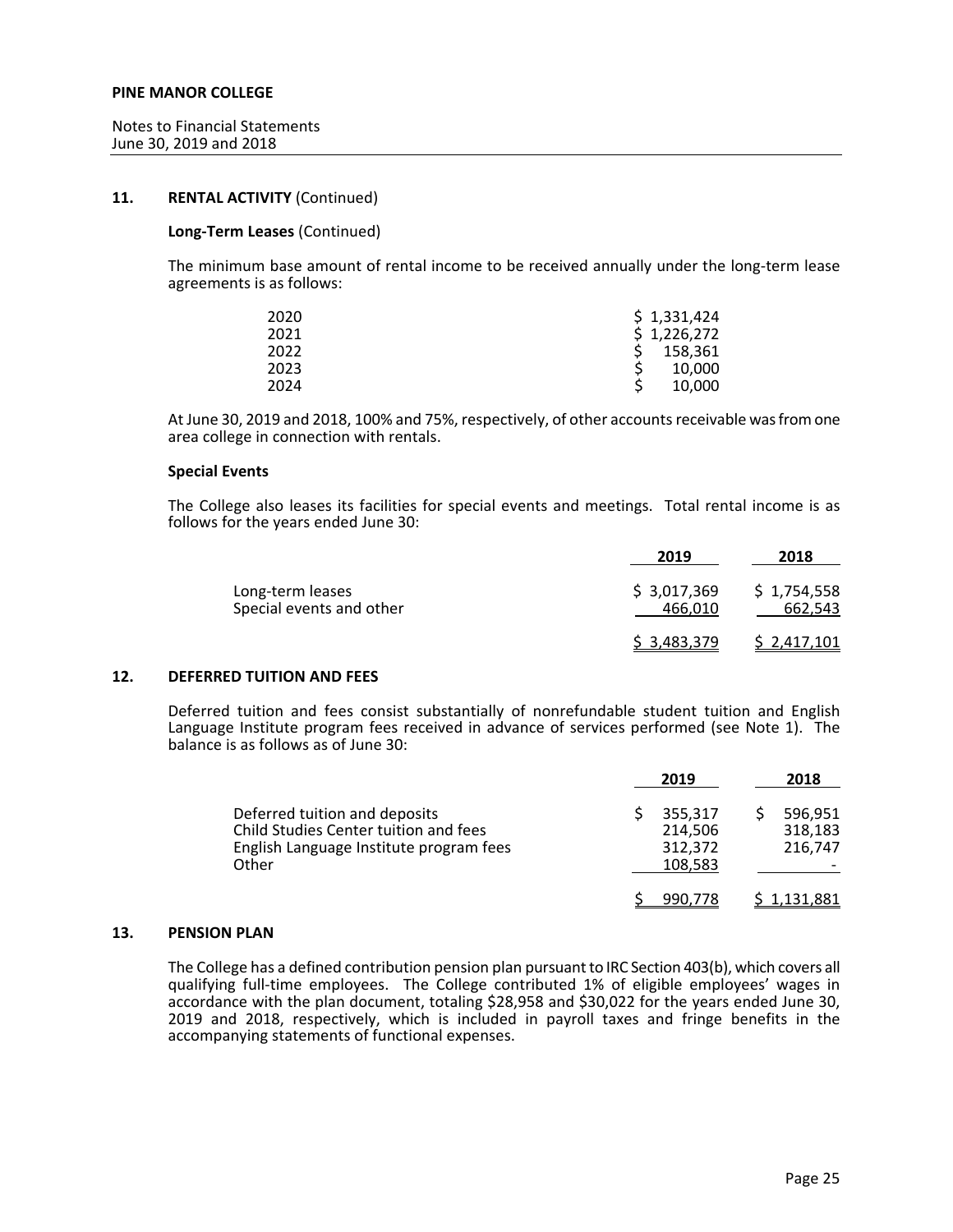## 11. RENTAL ACTIVITY (Continued)

### Long-Term Leases (Continued)

The minimum base amount of rental income to be received annually under the long-term lease agreements is as follows:

| | |
|---|---|
| 2020 | $ 1,331,424 |
| 2021 | $ 1,226,272 |
| 2022 | $ 158,361 |
| 2023 | $ 10,000 |
| 2024 | $ 10,000 |

At June 30, 2019 and 2018, 100% and 75%, respectively, of other accounts receivable was from one area college in connection with rentals.

### Special Events

The College also leases its facilities for special events and meetings. Total rental income is as follows for the years ended June 30:

| | 2019 | 2018 |
|---|---|---|
| Long-term leases | $ 3,017,369 | $ 1,754,558 |
| Special events and other | 466,010 | 662,543 |
| | $ 3,483,379 | $ 2,417,101 |

## 12. DEFERRED TUITION AND FEES

Deferred tuition and fees consist substantially of nonrefundable student tuition and English Language Institute program fees received in advance of services performed (see Note 1). The balance is as follows as of June 30:

| | 2019 | 2018 |
|---|---|---|
| Deferred tuition and deposits | $ 355,317 | $ 596,951 |
| Child Studies Center tuition and fees | 214,506 | 318,183 |
| English Language Institute program fees | 312,372 | 216,747 |
| Other | 108,583 | - |
| | $ 990,778 | $ 1,131,881 |

## 13. PENSION PLAN

The College has a defined contribution pension plan pursuant to IRC Section 403(b), which covers all qualifying full-time employees. The College contributed 1% of eligible employees' wages in accordance with the plan document, totaling $28,958 and $30,022 for the years ended June 30, 2019 and 2018, respectively, which is included in payroll taxes and fringe benefits in the accompanying statements of functional expenses.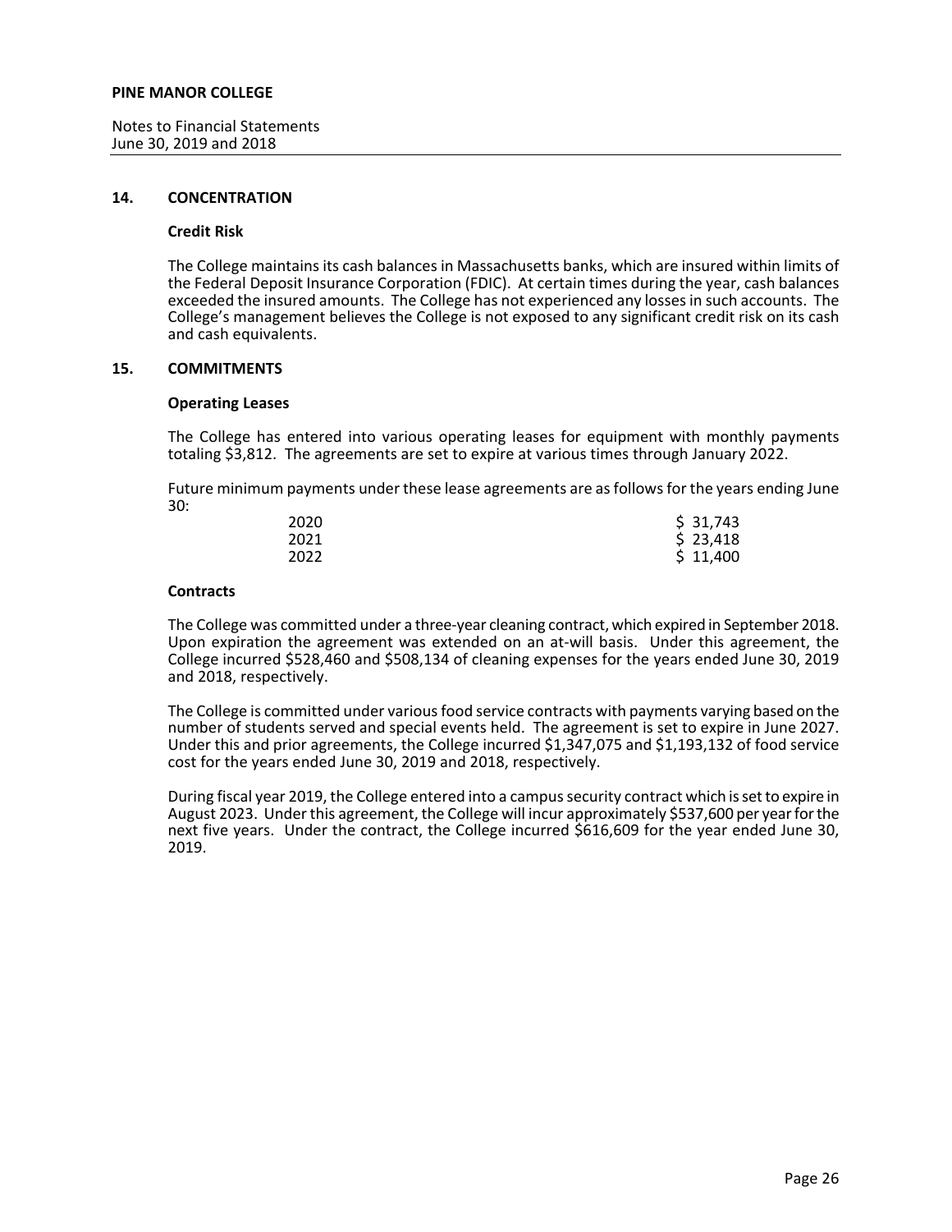## 14. CONCENTRATION

### Credit Risk

The College maintains its cash balances in Massachusetts banks, which are insured within limits of the Federal Deposit Insurance Corporation (FDIC). At certain times during the year, cash balances exceeded the insured amounts. The College has not experienced any losses in such accounts. The College's management believes the College is not exposed to any significant credit risk on its cash and cash equivalents.

## 15. COMMITMENTS

### Operating Leases

The College has entered into various operating leases for equipment with monthly payments totaling $3,812. The agreements are set to expire at various times through January 2022.

Future minimum payments under these lease agreements are as follows for the years ending June 30:

| | |
|---|---|
| 2020 | $ 31,743 |
| 2021 | $ 23,418 |
| 2022 | $ 11,400 |

### Contracts

The College was committed under a three-year cleaning contract, which expired in September 2018. Upon expiration the agreement was extended on an at-will basis. Under this agreement, the College incurred $528,460 and $508,134 of cleaning expenses for the years ended June 30, 2019 and 2018, respectively.

The College is committed under various food service contracts with payments varying based on the number of students served and special events held. The agreement is set to expire in June 2027. Under this and prior agreements, the College incurred $1,347,075 and $1,193,132 of food service cost for the years ended June 30, 2019 and 2018, respectively.

During fiscal year 2019, the College entered into a campus security contract which is set to expire in August 2023. Under this agreement, the College will incur approximately $537,600 per year for the next five years. Under the contract, the College incurred $616,609 for the year ended June 30, 2019.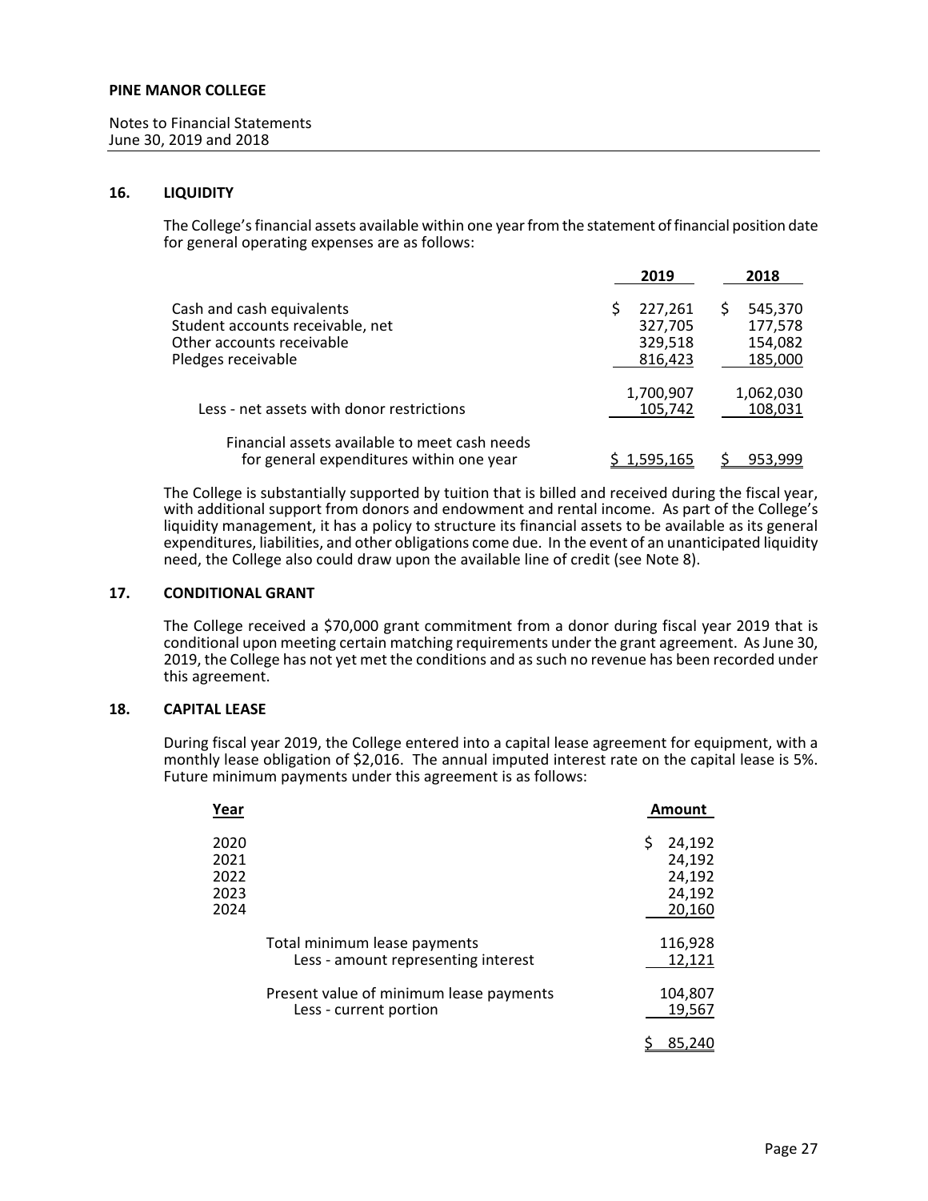## 16. LIQUIDITY

The College's financial assets available within one year from the statement of financial position date for general operating expenses are as follows:

| | 2019 | 2018 |
|---|---|---|
| Cash and cash equivalents | $ 227,261 | $ 545,370 |
| Student accounts receivable, net | 327,705 | 177,578 |
| Other accounts receivable | 329,518 | 154,082 |
| Pledges receivable | 816,423 | 185,000 |
| | 1,700,907 | 1,062,030 |
| Less - net assets with donor restrictions | 105,742 | 108,031 |
| Financial assets available to meet cash needs for general expenditures within one year | $ 1,595,165 | $ 953,999 |

The College is substantially supported by tuition that is billed and received during the fiscal year, with additional support from donors and endowment and rental income. As part of the College's liquidity management, it has a policy to structure its financial assets to be available as its general expenditures, liabilities, and other obligations come due. In the event of an unanticipated liquidity need, the College also could draw upon the available line of credit (see Note 8).

## 17. CONDITIONAL GRANT

The College received a $70,000 grant commitment from a donor during fiscal year 2019 that is conditional upon meeting certain matching requirements under the grant agreement. As June 30, 2019, the College has not yet met the conditions and as such no revenue has been recorded under this agreement.

## 18. CAPITAL LEASE

During fiscal year 2019, the College entered into a capital lease agreement for equipment, with a monthly lease obligation of $2,016. The annual imputed interest rate on the capital lease is 5%. Future minimum payments under this agreement is as follows:

| Year | Amount |
|---|---|
| 2020 | $ 24,192 |
| 2021 | 24,192 |
| 2022 | 24,192 |
| 2023 | 24,192 |
| 2024 | 20,160 |
| Total minimum lease payments | 116,928 |
| Less - amount representing interest | 12,121 |
| Present value of minimum lease payments | 104,807 |
| Less - current portion | 19,567 |
| | $ 85,240 |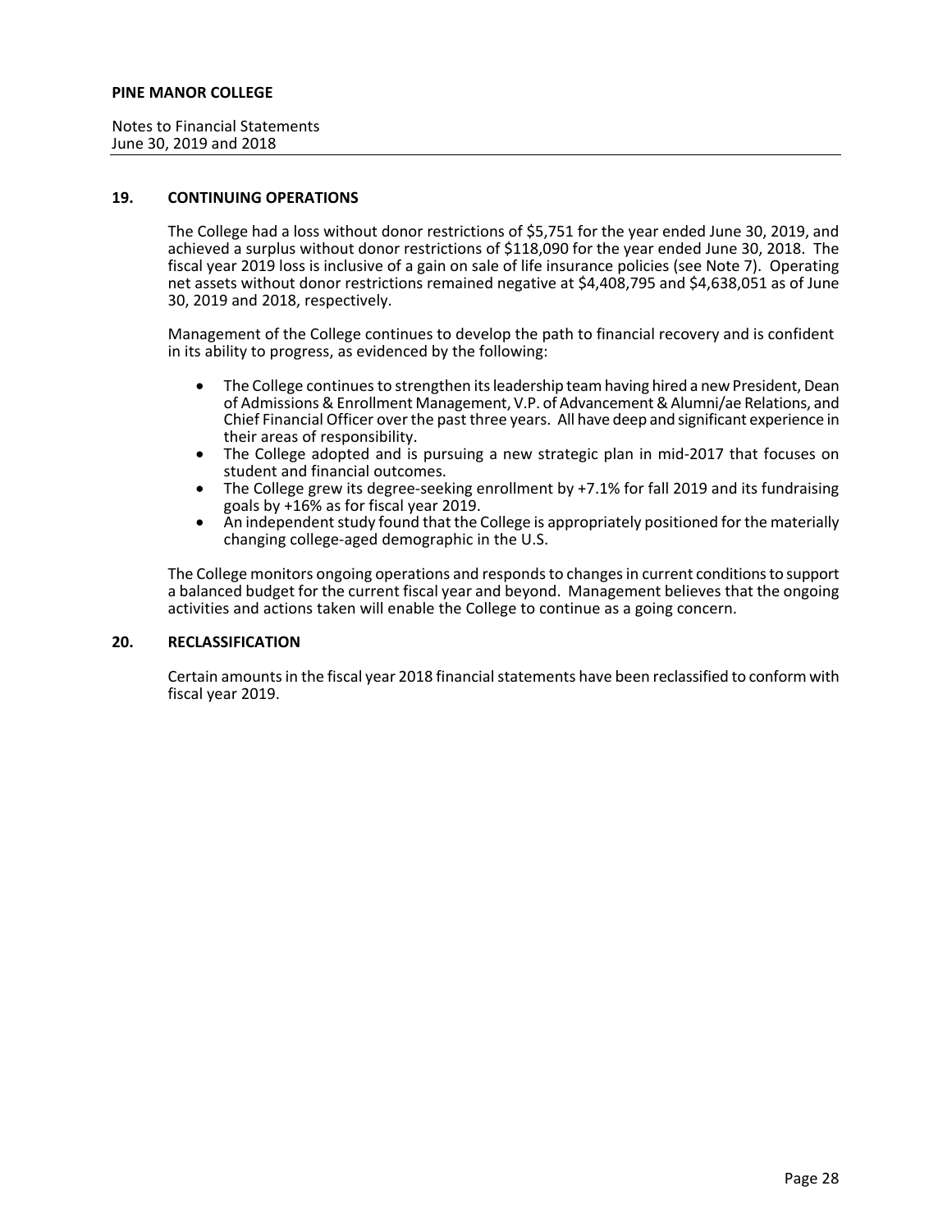## 19. CONTINUING OPERATIONS

The College had a loss without donor restrictions of $5,751 for the year ended June 30, 2019, and achieved a surplus without donor restrictions of $118,090 for the year ended June 30, 2018. The fiscal year 2019 loss is inclusive of a gain on sale of life insurance policies (see Note 7). Operating net assets without donor restrictions remained negative at $4,408,795 and $4,638,051 as of June 30, 2019 and 2018, respectively.

Management of the College continues to develop the path to financial recovery and is confident in its ability to progress, as evidenced by the following:

- The College continues to strengthen its leadership team having hired a new President, Dean of Admissions & Enrollment Management, V.P. of Advancement & Alumni/ae Relations, and Chief Financial Officer over the past three years. All have deep and significant experience in their areas of responsibility.
- The College adopted and is pursuing a new strategic plan in mid-2017 that focuses on student and financial outcomes.
- The College grew its degree-seeking enrollment by +7.1% for fall 2019 and its fundraising goals by +16% as for fiscal year 2019.
- An independent study found that the College is appropriately positioned for the materially changing college-aged demographic in the U.S.

The College monitors ongoing operations and responds to changes in current conditions to support a balanced budget for the current fiscal year and beyond. Management believes that the ongoing activities and actions taken will enable the College to continue as a going concern.

## 20. RECLASSIFICATION

Certain amounts in the fiscal year 2018 financial statements have been reclassified to conform with fiscal year 2019.